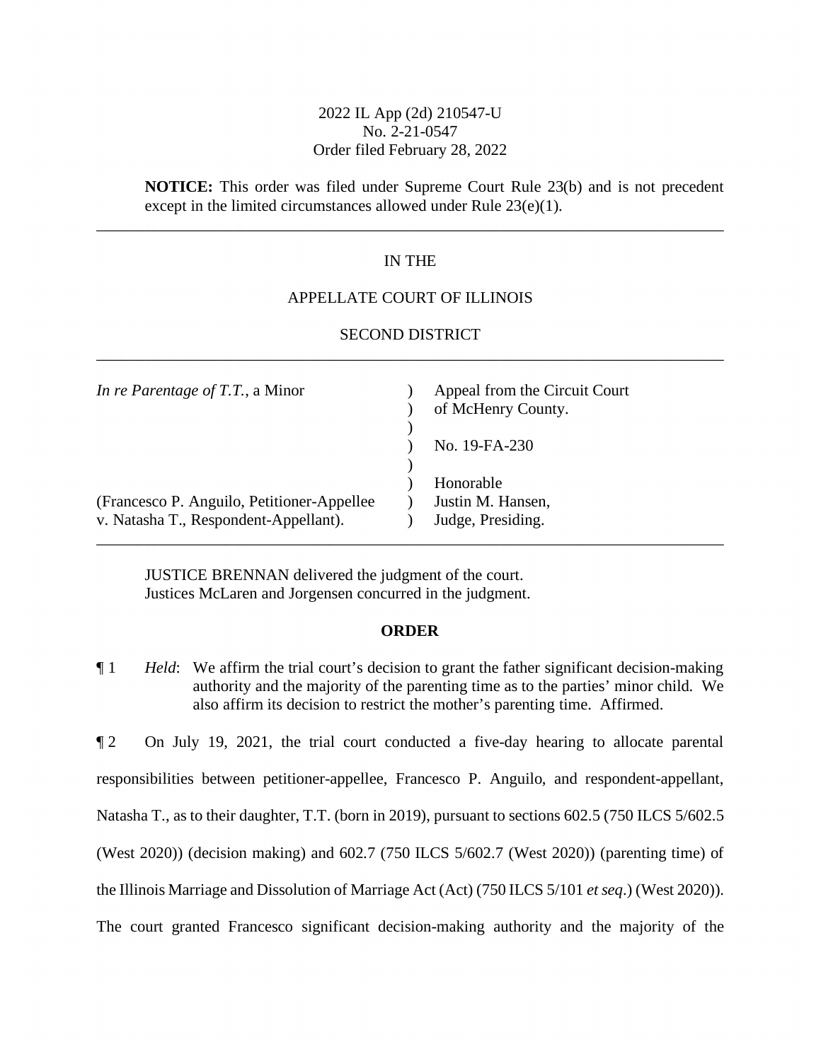2022 IL App (2d) 210547-U
No. 2-21-0547
Order filed February 28, 2022

**NOTICE:** This order was filed under Supreme Court Rule 23(b) and is not precedent except in the limited circumstances allowed under Rule 23(e)(1).

---

IN THE

APPELLATE COURT OF ILLINOIS

SECOND DISTRICT

---

| | | |
|---|---|---|
| *In re Parentage of T.T.*, a Minor | ) | Appeal from the Circuit Court |
| | ) | of McHenry County. |
| | ) | |
| | ) | No. 19-FA-230 |
| | ) | |
| | ) | Honorable |
| (Francesco P. Anguilo, Petitioner-Appellee | ) | Justin M. Hansen, |
| v. Natasha T., Respondent-Appellant). | ) | Judge, Presiding. |

---

JUSTICE BRENNAN delivered the judgment of the court.
Justices McLaren and Jorgensen concurred in the judgment.

## ORDER

¶ 1 *Held*: We affirm the trial court's decision to grant the father significant decision-making authority and the majority of the parenting time as to the parties' minor child. We also affirm its decision to restrict the mother's parenting time. Affirmed.

¶ 2 On July 19, 2021, the trial court conducted a five-day hearing to allocate parental responsibilities between petitioner-appellee, Francesco P. Anguilo, and respondent-appellant, Natasha T., as to their daughter, T.T. (born in 2019), pursuant to sections 602.5 (750 ILCS 5/602.5 (West 2020)) (decision making) and 602.7 (750 ILCS 5/602.7 (West 2020)) (parenting time) of the Illinois Marriage and Dissolution of Marriage Act (Act) (750 ILCS 5/101 *et seq*.) (West 2020)). The court granted Francesco significant decision-making authority and the majority of the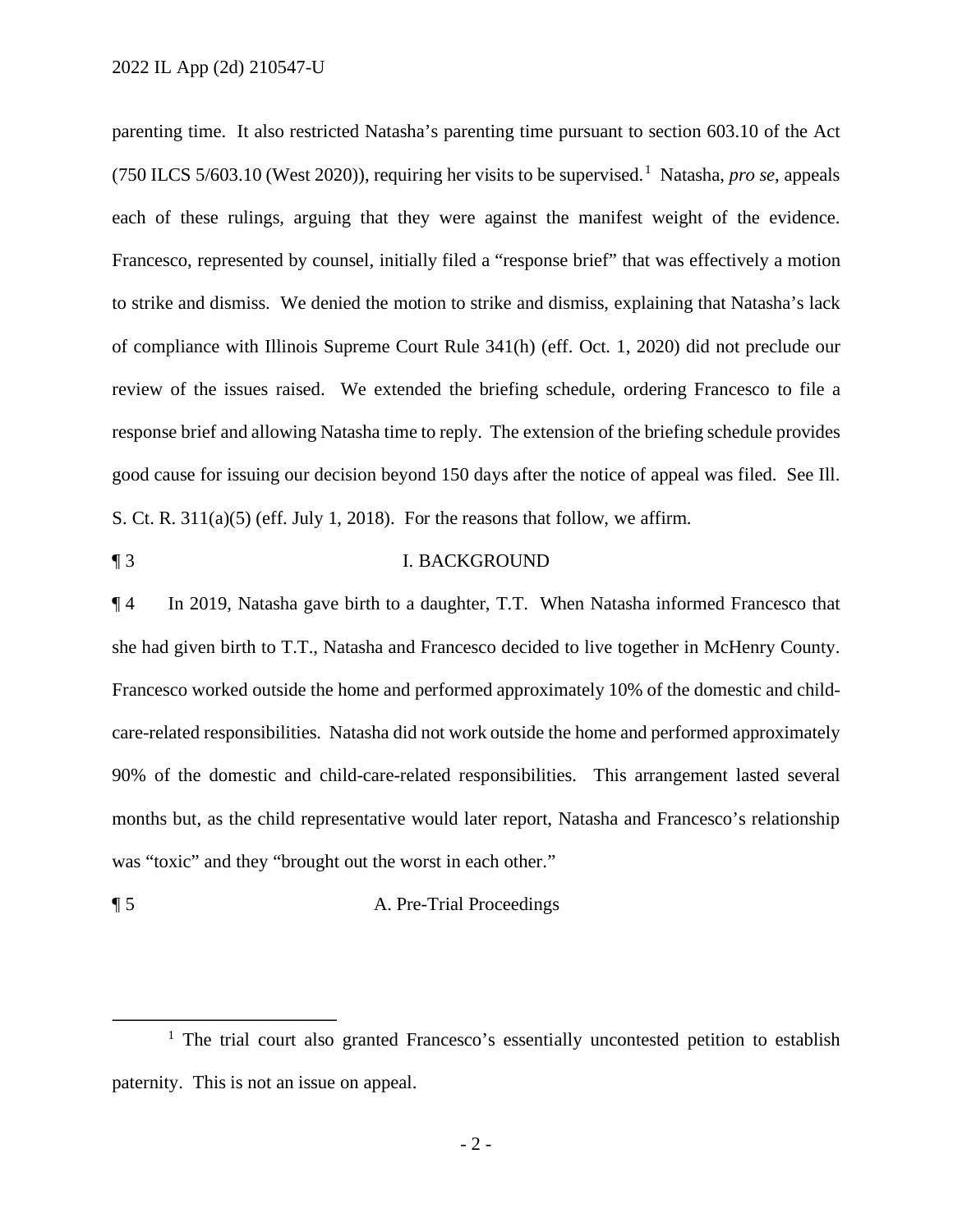parenting time. It also restricted Natasha's parenting time pursuant to section 603.10 of the Act (750 ILCS 5/603.10 (West 2020)), requiring her visits to be supervised.[1] Natasha, *pro se*, appeals each of these rulings, arguing that they were against the manifest weight of the evidence. Francesco, represented by counsel, initially filed a "response brief" that was effectively a motion to strike and dismiss. We denied the motion to strike and dismiss, explaining that Natasha's lack of compliance with Illinois Supreme Court Rule 341(h) (eff. Oct. 1, 2020) did not preclude our review of the issues raised. We extended the briefing schedule, ordering Francesco to file a response brief and allowing Natasha time to reply. The extension of the briefing schedule provides good cause for issuing our decision beyond 150 days after the notice of appeal was filed. See Ill. S. Ct. R. 311(a)(5) (eff. July 1, 2018). For the reasons that follow, we affirm.

¶ 3 I. BACKGROUND

¶ 4 In 2019, Natasha gave birth to a daughter, T.T. When Natasha informed Francesco that she had given birth to T.T., Natasha and Francesco decided to live together in McHenry County. Francesco worked outside the home and performed approximately 10% of the domestic and child-care-related responsibilities. Natasha did not work outside the home and performed approximately 90% of the domestic and child-care-related responsibilities. This arrangement lasted several months but, as the child representative would later report, Natasha and Francesco's relationship was "toxic" and they "brought out the worst in each other."

¶ 5 A. Pre-Trial Proceedings

[1] The trial court also granted Francesco's essentially uncontested petition to establish paternity. This is not an issue on appeal.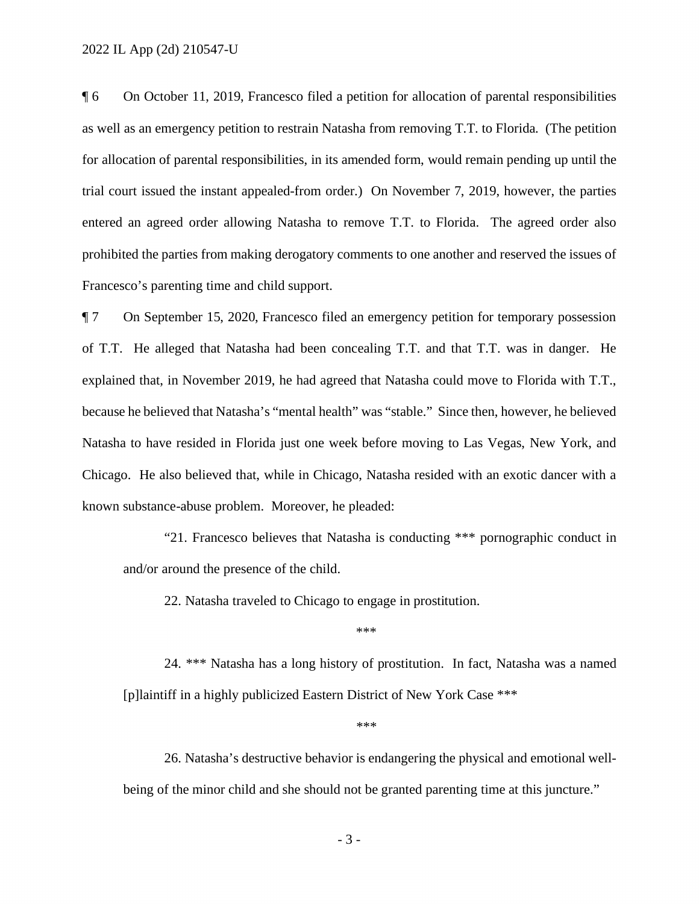¶ 6 On October 11, 2019, Francesco filed a petition for allocation of parental responsibilities as well as an emergency petition to restrain Natasha from removing T.T. to Florida. (The petition for allocation of parental responsibilities, in its amended form, would remain pending up until the trial court issued the instant appealed-from order.) On November 7, 2019, however, the parties entered an agreed order allowing Natasha to remove T.T. to Florida. The agreed order also prohibited the parties from making derogatory comments to one another and reserved the issues of Francesco's parenting time and child support.

¶ 7 On September 15, 2020, Francesco filed an emergency petition for temporary possession of T.T. He alleged that Natasha had been concealing T.T. and that T.T. was in danger. He explained that, in November 2019, he had agreed that Natasha could move to Florida with T.T., because he believed that Natasha's "mental health" was "stable." Since then, however, he believed Natasha to have resided in Florida just one week before moving to Las Vegas, New York, and Chicago. He also believed that, while in Chicago, Natasha resided with an exotic dancer with a known substance-abuse problem. Moreover, he pleaded:

> "21. Francesco believes that Natasha is conducting *** pornographic conduct in and/or around the presence of the child.
>
> 22. Natasha traveled to Chicago to engage in prostitution.
>
> ***
>
> 24. *** Natasha has a long history of prostitution. In fact, Natasha was a named [p]laintiff in a highly publicized Eastern District of New York Case ***
>
> ***
>
> 26. Natasha's destructive behavior is endangering the physical and emotional well-being of the minor child and she should not be granted parenting time at this juncture."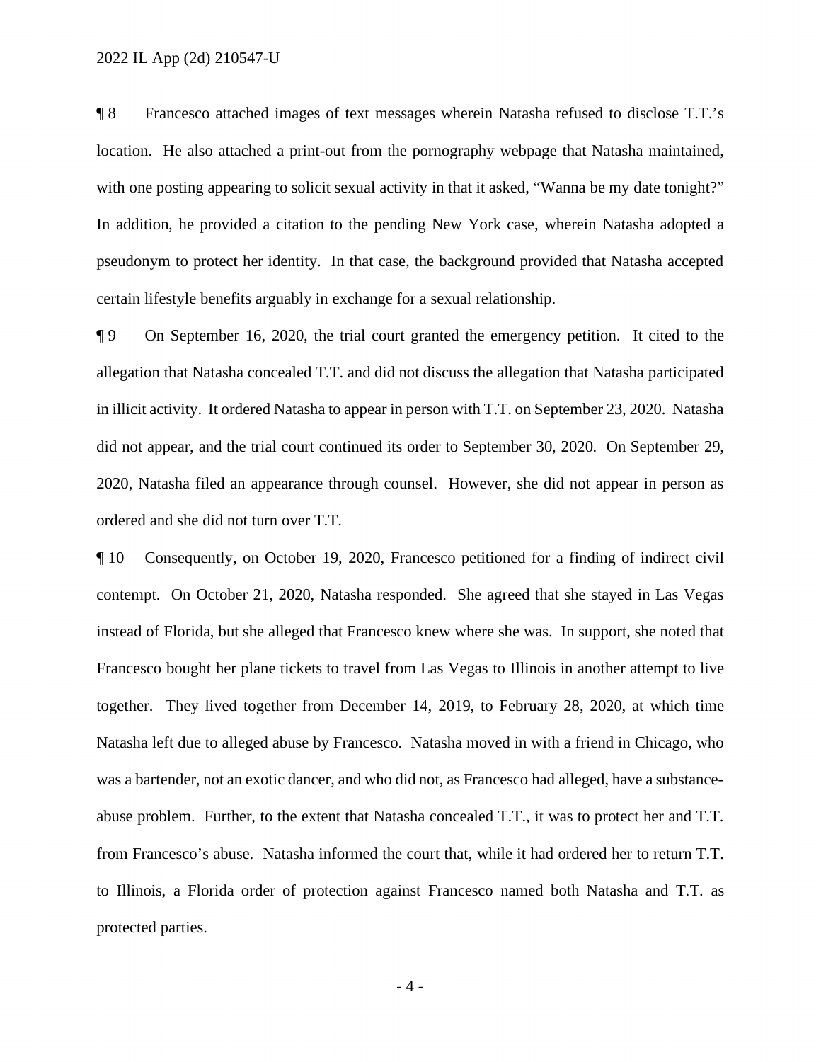¶ 8 Francesco attached images of text messages wherein Natasha refused to disclose T.T.'s location. He also attached a print-out from the pornography webpage that Natasha maintained, with one posting appearing to solicit sexual activity in that it asked, "Wanna be my date tonight?" In addition, he provided a citation to the pending New York case, wherein Natasha adopted a pseudonym to protect her identity. In that case, the background provided that Natasha accepted certain lifestyle benefits arguably in exchange for a sexual relationship.

¶ 9 On September 16, 2020, the trial court granted the emergency petition. It cited to the allegation that Natasha concealed T.T. and did not discuss the allegation that Natasha participated in illicit activity. It ordered Natasha to appear in person with T.T. on September 23, 2020. Natasha did not appear, and the trial court continued its order to September 30, 2020. On September 29, 2020, Natasha filed an appearance through counsel. However, she did not appear in person as ordered and she did not turn over T.T.

¶ 10 Consequently, on October 19, 2020, Francesco petitioned for a finding of indirect civil contempt. On October 21, 2020, Natasha responded. She agreed that she stayed in Las Vegas instead of Florida, but she alleged that Francesco knew where she was. In support, she noted that Francesco bought her plane tickets to travel from Las Vegas to Illinois in another attempt to live together. They lived together from December 14, 2019, to February 28, 2020, at which time Natasha left due to alleged abuse by Francesco. Natasha moved in with a friend in Chicago, who was a bartender, not an exotic dancer, and who did not, as Francesco had alleged, have a substance-abuse problem. Further, to the extent that Natasha concealed T.T., it was to protect her and T.T. from Francesco's abuse. Natasha informed the court that, while it had ordered her to return T.T. to Illinois, a Florida order of protection against Francesco named both Natasha and T.T. as protected parties.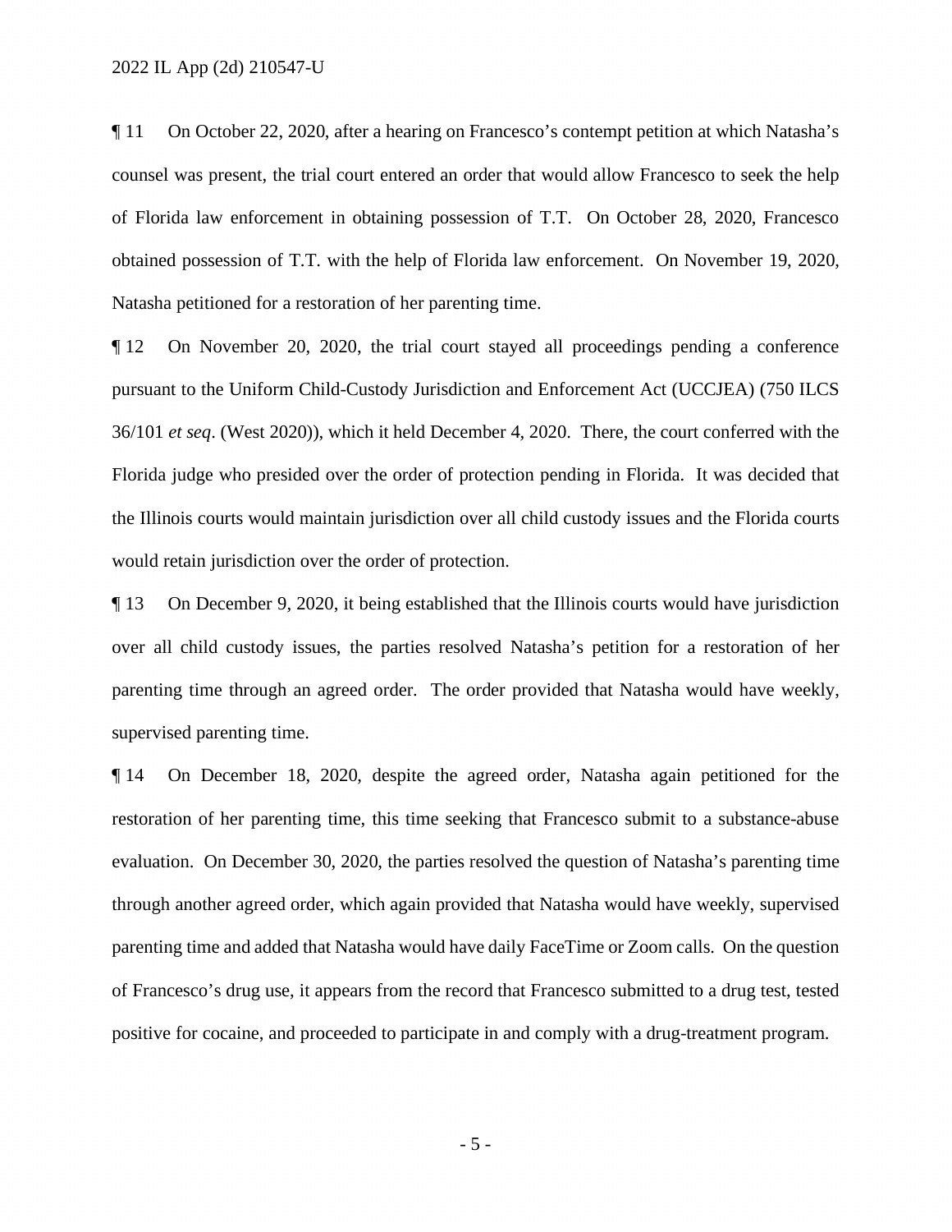¶ 11 On October 22, 2020, after a hearing on Francesco's contempt petition at which Natasha's counsel was present, the trial court entered an order that would allow Francesco to seek the help of Florida law enforcement in obtaining possession of T.T. On October 28, 2020, Francesco obtained possession of T.T. with the help of Florida law enforcement. On November 19, 2020, Natasha petitioned for a restoration of her parenting time.

¶ 12 On November 20, 2020, the trial court stayed all proceedings pending a conference pursuant to the Uniform Child-Custody Jurisdiction and Enforcement Act (UCCJEA) (750 ILCS 36/101 *et seq*. (West 2020)), which it held December 4, 2020. There, the court conferred with the Florida judge who presided over the order of protection pending in Florida. It was decided that the Illinois courts would maintain jurisdiction over all child custody issues and the Florida courts would retain jurisdiction over the order of protection.

¶ 13 On December 9, 2020, it being established that the Illinois courts would have jurisdiction over all child custody issues, the parties resolved Natasha's petition for a restoration of her parenting time through an agreed order. The order provided that Natasha would have weekly, supervised parenting time.

¶ 14 On December 18, 2020, despite the agreed order, Natasha again petitioned for the restoration of her parenting time, this time seeking that Francesco submit to a substance-abuse evaluation. On December 30, 2020, the parties resolved the question of Natasha's parenting time through another agreed order, which again provided that Natasha would have weekly, supervised parenting time and added that Natasha would have daily FaceTime or Zoom calls. On the question of Francesco's drug use, it appears from the record that Francesco submitted to a drug test, tested positive for cocaine, and proceeded to participate in and comply with a drug-treatment program.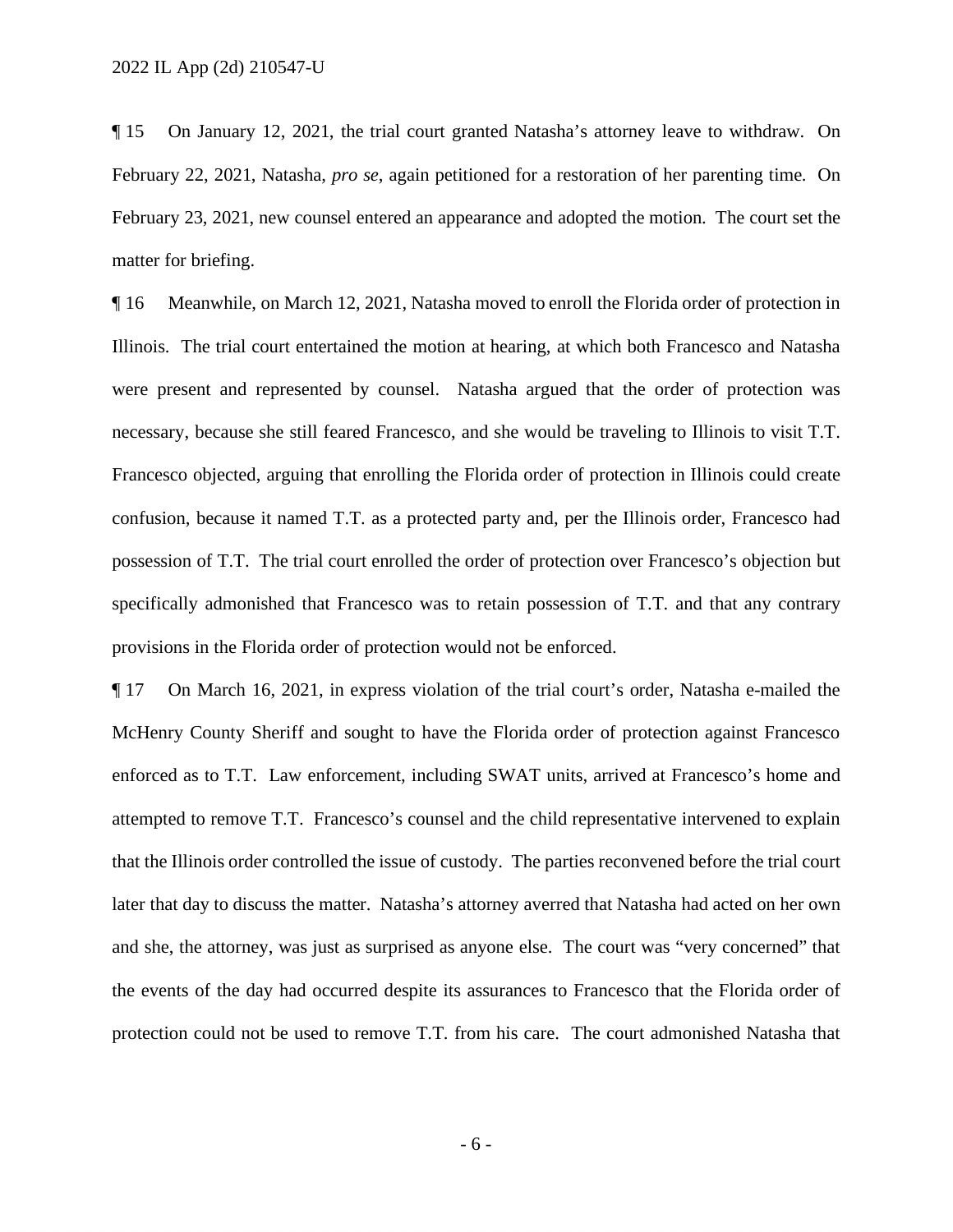¶ 15 On January 12, 2021, the trial court granted Natasha's attorney leave to withdraw. On February 22, 2021, Natasha, *pro se*, again petitioned for a restoration of her parenting time. On February 23, 2021, new counsel entered an appearance and adopted the motion. The court set the matter for briefing.

¶ 16 Meanwhile, on March 12, 2021, Natasha moved to enroll the Florida order of protection in Illinois. The trial court entertained the motion at hearing, at which both Francesco and Natasha were present and represented by counsel. Natasha argued that the order of protection was necessary, because she still feared Francesco, and she would be traveling to Illinois to visit T.T. Francesco objected, arguing that enrolling the Florida order of protection in Illinois could create confusion, because it named T.T. as a protected party and, per the Illinois order, Francesco had possession of T.T. The trial court enrolled the order of protection over Francesco's objection but specifically admonished that Francesco was to retain possession of T.T. and that any contrary provisions in the Florida order of protection would not be enforced.

¶ 17 On March 16, 2021, in express violation of the trial court's order, Natasha e-mailed the McHenry County Sheriff and sought to have the Florida order of protection against Francesco enforced as to T.T. Law enforcement, including SWAT units, arrived at Francesco's home and attempted to remove T.T. Francesco's counsel and the child representative intervened to explain that the Illinois order controlled the issue of custody. The parties reconvened before the trial court later that day to discuss the matter. Natasha's attorney averred that Natasha had acted on her own and she, the attorney, was just as surprised as anyone else. The court was "very concerned" that the events of the day had occurred despite its assurances to Francesco that the Florida order of protection could not be used to remove T.T. from his care. The court admonished Natasha that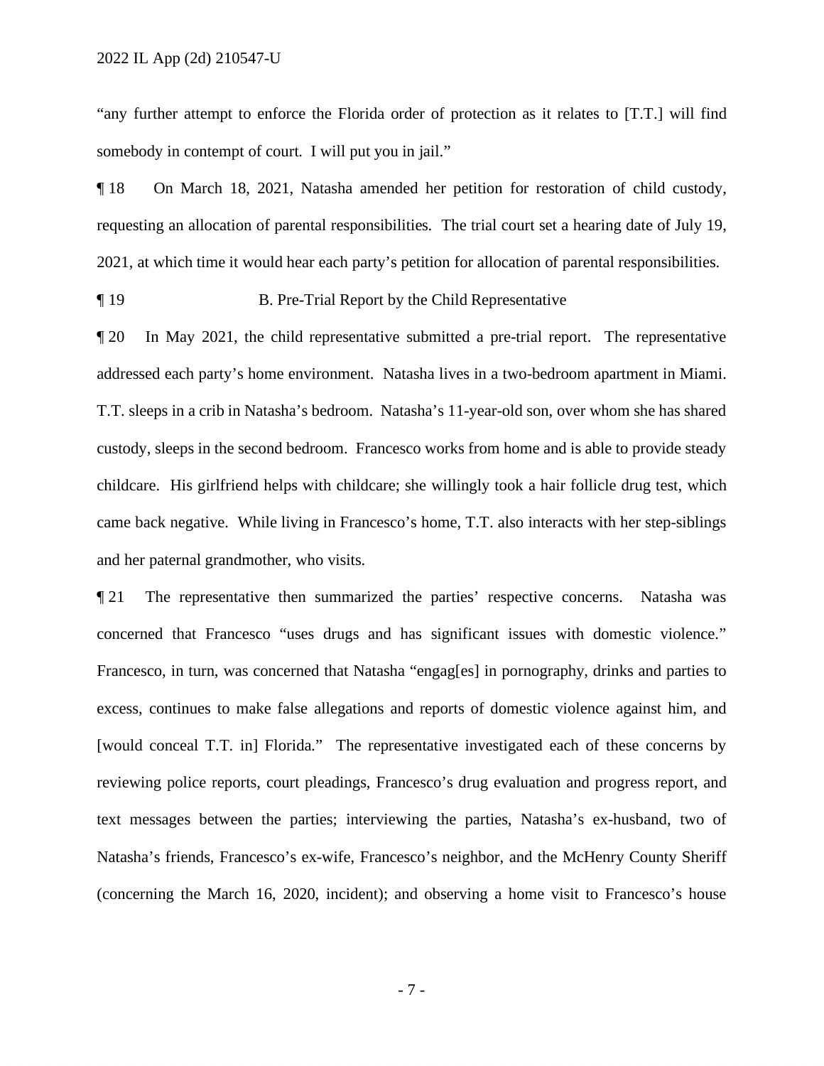"any further attempt to enforce the Florida order of protection as it relates to [T.T.] will find somebody in contempt of court. I will put you in jail."

¶ 18 On March 18, 2021, Natasha amended her petition for restoration of child custody, requesting an allocation of parental responsibilities. The trial court set a hearing date of July 19, 2021, at which time it would hear each party's petition for allocation of parental responsibilities.

¶ 19 B. Pre-Trial Report by the Child Representative

¶ 20 In May 2021, the child representative submitted a pre-trial report. The representative addressed each party's home environment. Natasha lives in a two-bedroom apartment in Miami. T.T. sleeps in a crib in Natasha's bedroom. Natasha's 11-year-old son, over whom she has shared custody, sleeps in the second bedroom. Francesco works from home and is able to provide steady childcare. His girlfriend helps with childcare; she willingly took a hair follicle drug test, which came back negative. While living in Francesco's home, T.T. also interacts with her step-siblings and her paternal grandmother, who visits.

¶ 21 The representative then summarized the parties' respective concerns. Natasha was concerned that Francesco "uses drugs and has significant issues with domestic violence." Francesco, in turn, was concerned that Natasha "engag[es] in pornography, drinks and parties to excess, continues to make false allegations and reports of domestic violence against him, and [would conceal T.T. in] Florida." The representative investigated each of these concerns by reviewing police reports, court pleadings, Francesco's drug evaluation and progress report, and text messages between the parties; interviewing the parties, Natasha's ex-husband, two of Natasha's friends, Francesco's ex-wife, Francesco's neighbor, and the McHenry County Sheriff (concerning the March 16, 2020, incident); and observing a home visit to Francesco's house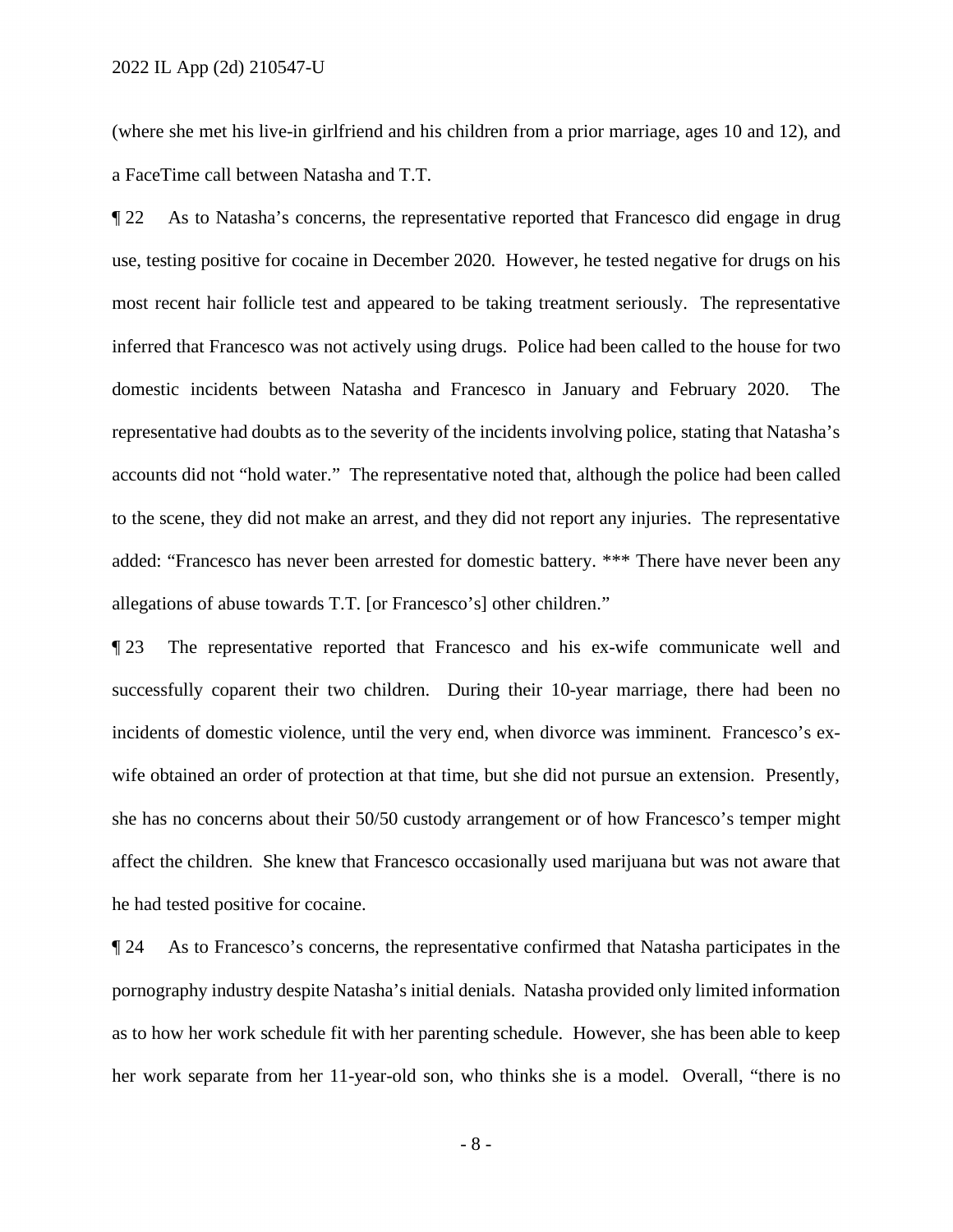(where she met his live-in girlfriend and his children from a prior marriage, ages 10 and 12), and a FaceTime call between Natasha and T.T.

¶ 22 As to Natasha's concerns, the representative reported that Francesco did engage in drug use, testing positive for cocaine in December 2020. However, he tested negative for drugs on his most recent hair follicle test and appeared to be taking treatment seriously. The representative inferred that Francesco was not actively using drugs. Police had been called to the house for two domestic incidents between Natasha and Francesco in January and February 2020. The representative had doubts as to the severity of the incidents involving police, stating that Natasha's accounts did not "hold water." The representative noted that, although the police had been called to the scene, they did not make an arrest, and they did not report any injuries. The representative added: "Francesco has never been arrested for domestic battery. *** There have never been any allegations of abuse towards T.T. [or Francesco's] other children."

¶ 23 The representative reported that Francesco and his ex-wife communicate well and successfully coparent their two children. During their 10-year marriage, there had been no incidents of domestic violence, until the very end, when divorce was imminent. Francesco's ex-wife obtained an order of protection at that time, but she did not pursue an extension. Presently, she has no concerns about their 50/50 custody arrangement or of how Francesco's temper might affect the children. She knew that Francesco occasionally used marijuana but was not aware that he had tested positive for cocaine.

¶ 24 As to Francesco's concerns, the representative confirmed that Natasha participates in the pornography industry despite Natasha's initial denials. Natasha provided only limited information as to how her work schedule fit with her parenting schedule. However, she has been able to keep her work separate from her 11-year-old son, who thinks she is a model. Overall, "there is no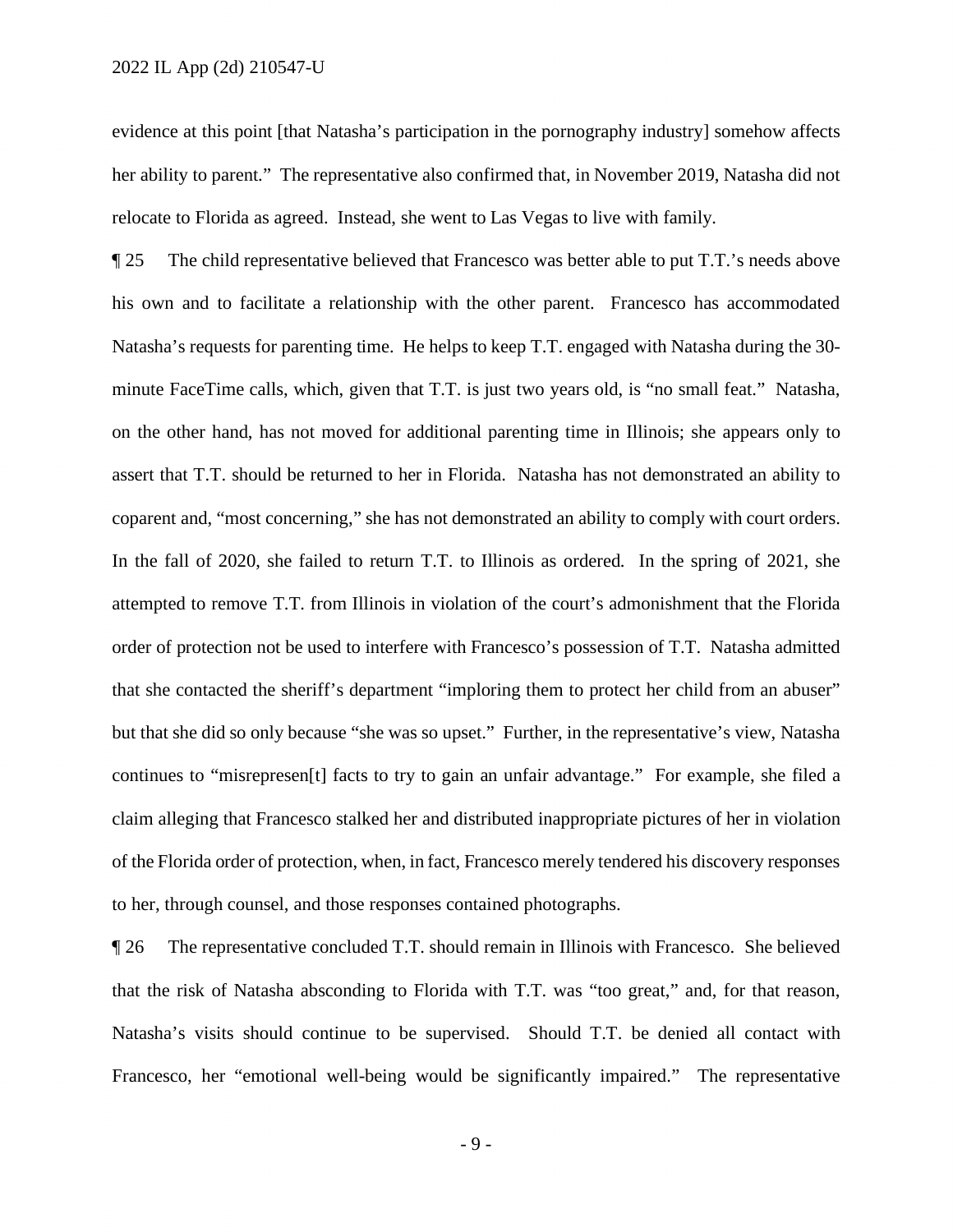evidence at this point [that Natasha's participation in the pornography industry] somehow affects her ability to parent." The representative also confirmed that, in November 2019, Natasha did not relocate to Florida as agreed. Instead, she went to Las Vegas to live with family.

¶ 25 The child representative believed that Francesco was better able to put T.T.'s needs above his own and to facilitate a relationship with the other parent. Francesco has accommodated Natasha's requests for parenting time. He helps to keep T.T. engaged with Natasha during the 30-minute FaceTime calls, which, given that T.T. is just two years old, is "no small feat." Natasha, on the other hand, has not moved for additional parenting time in Illinois; she appears only to assert that T.T. should be returned to her in Florida. Natasha has not demonstrated an ability to coparent and, "most concerning," she has not demonstrated an ability to comply with court orders. In the fall of 2020, she failed to return T.T. to Illinois as ordered. In the spring of 2021, she attempted to remove T.T. from Illinois in violation of the court's admonishment that the Florida order of protection not be used to interfere with Francesco's possession of T.T. Natasha admitted that she contacted the sheriff's department "imploring them to protect her child from an abuser" but that she did so only because "she was so upset." Further, in the representative's view, Natasha continues to "misrepresen[t] facts to try to gain an unfair advantage." For example, she filed a claim alleging that Francesco stalked her and distributed inappropriate pictures of her in violation of the Florida order of protection, when, in fact, Francesco merely tendered his discovery responses to her, through counsel, and those responses contained photographs.

¶ 26 The representative concluded T.T. should remain in Illinois with Francesco. She believed that the risk of Natasha absconding to Florida with T.T. was "too great," and, for that reason, Natasha's visits should continue to be supervised. Should T.T. be denied all contact with Francesco, her "emotional well-being would be significantly impaired." The representative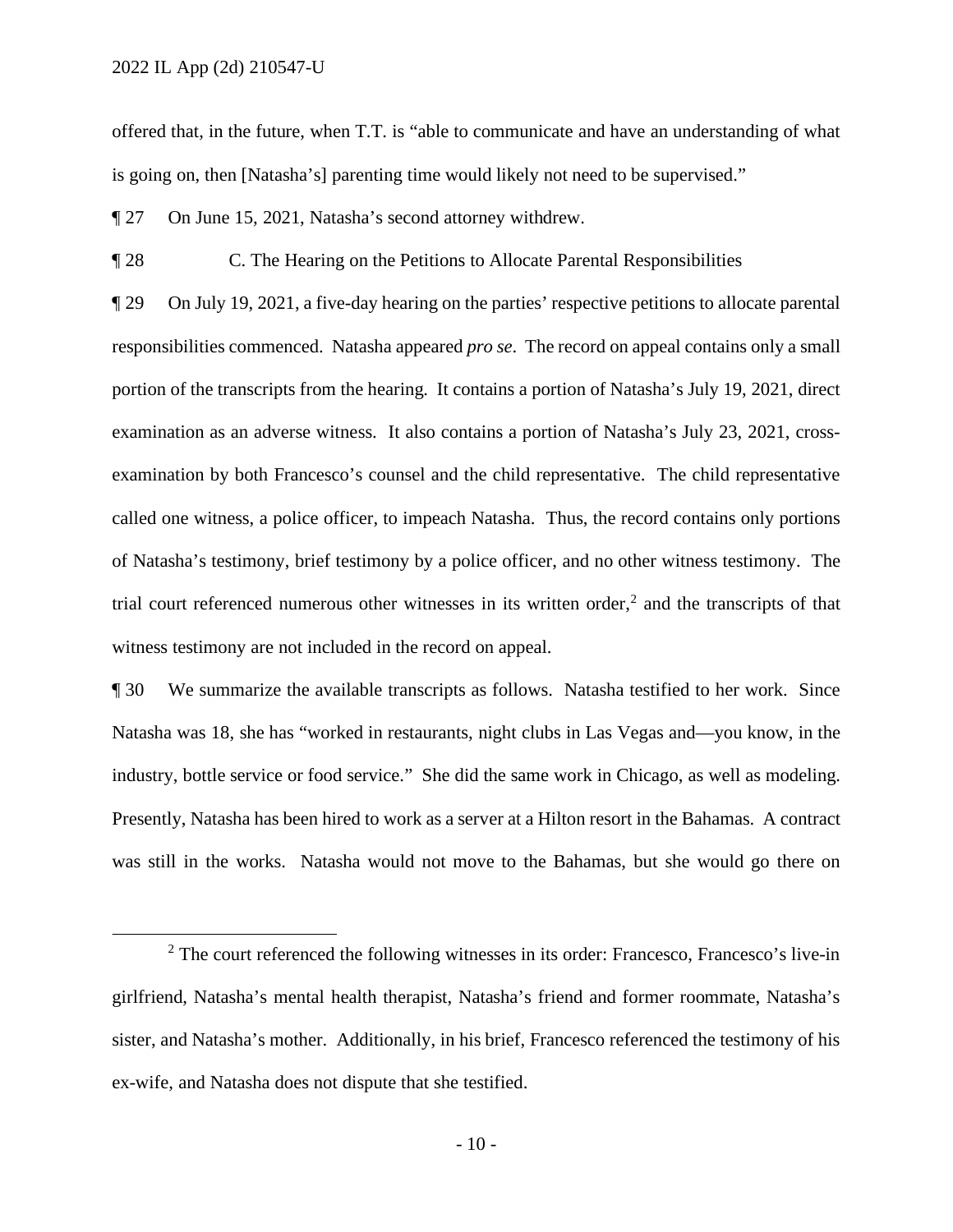offered that, in the future, when T.T. is "able to communicate and have an understanding of what is going on, then [Natasha's] parenting time would likely not need to be supervised."

¶ 27 On June 15, 2021, Natasha's second attorney withdrew.

¶ 28 C. The Hearing on the Petitions to Allocate Parental Responsibilities

¶ 29 On July 19, 2021, a five-day hearing on the parties' respective petitions to allocate parental responsibilities commenced. Natasha appeared *pro se*. The record on appeal contains only a small portion of the transcripts from the hearing. It contains a portion of Natasha's July 19, 2021, direct examination as an adverse witness. It also contains a portion of Natasha's July 23, 2021, cross-examination by both Francesco's counsel and the child representative. The child representative called one witness, a police officer, to impeach Natasha. Thus, the record contains only portions of Natasha's testimony, brief testimony by a police officer, and no other witness testimony. The trial court referenced numerous other witnesses in its written order,[2] and the transcripts of that witness testimony are not included in the record on appeal.

¶ 30 We summarize the available transcripts as follows. Natasha testified to her work. Since Natasha was 18, she has "worked in restaurants, night clubs in Las Vegas and—you know, in the industry, bottle service or food service." She did the same work in Chicago, as well as modeling. Presently, Natasha has been hired to work as a server at a Hilton resort in the Bahamas. A contract was still in the works. Natasha would not move to the Bahamas, but she would go there on

---

[2] The court referenced the following witnesses in its order: Francesco, Francesco's live-in girlfriend, Natasha's mental health therapist, Natasha's friend and former roommate, Natasha's sister, and Natasha's mother. Additionally, in his brief, Francesco referenced the testimony of his ex-wife, and Natasha does not dispute that she testified.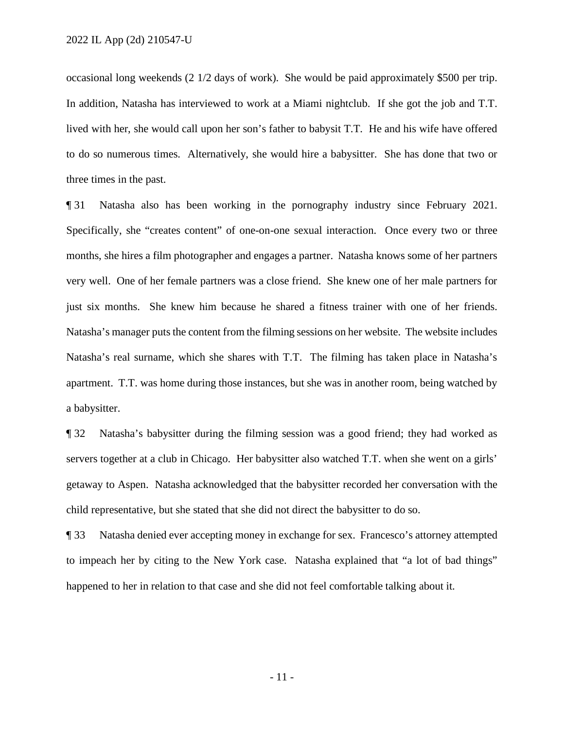occasional long weekends (2 1/2 days of work). She would be paid approximately $500 per trip. In addition, Natasha has interviewed to work at a Miami nightclub. If she got the job and T.T. lived with her, she would call upon her son's father to babysit T.T. He and his wife have offered to do so numerous times. Alternatively, she would hire a babysitter. She has done that two or three times in the past.

¶ 31 Natasha also has been working in the pornography industry since February 2021. Specifically, she "creates content" of one-on-one sexual interaction. Once every two or three months, she hires a film photographer and engages a partner. Natasha knows some of her partners very well. One of her female partners was a close friend. She knew one of her male partners for just six months. She knew him because he shared a fitness trainer with one of her friends. Natasha's manager puts the content from the filming sessions on her website. The website includes Natasha's real surname, which she shares with T.T. The filming has taken place in Natasha's apartment. T.T. was home during those instances, but she was in another room, being watched by a babysitter.

¶ 32 Natasha's babysitter during the filming session was a good friend; they had worked as servers together at a club in Chicago. Her babysitter also watched T.T. when she went on a girls' getaway to Aspen. Natasha acknowledged that the babysitter recorded her conversation with the child representative, but she stated that she did not direct the babysitter to do so.

¶ 33 Natasha denied ever accepting money in exchange for sex. Francesco's attorney attempted to impeach her by citing to the New York case. Natasha explained that "a lot of bad things" happened to her in relation to that case and she did not feel comfortable talking about it.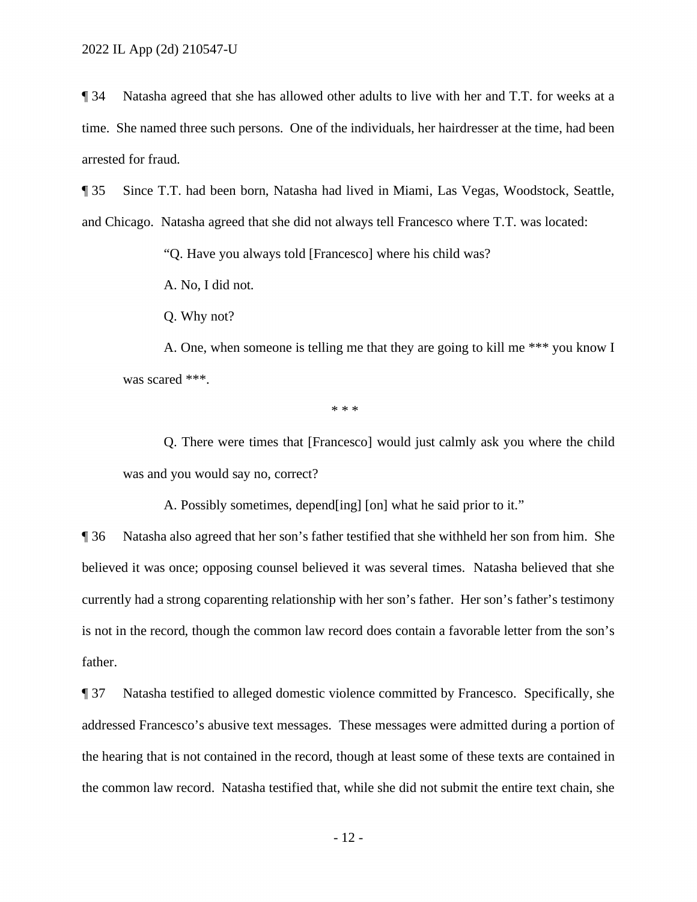¶ 34 Natasha agreed that she has allowed other adults to live with her and T.T. for weeks at a time. She named three such persons. One of the individuals, her hairdresser at the time, had been arrested for fraud.

¶ 35 Since T.T. had been born, Natasha had lived in Miami, Las Vegas, Woodstock, Seattle, and Chicago. Natasha agreed that she did not always tell Francesco where T.T. was located:

> "Q. Have you always told [Francesco] where his child was?
>
> A. No, I did not.
>
> Q. Why not?
>
> A. One, when someone is telling me that they are going to kill me *** you know I was scared ***.
>
> * * *
>
> Q. There were times that [Francesco] would just calmly ask you where the child was and you would say no, correct?
>
> A. Possibly sometimes, depend[ing] [on] what he said prior to it."

¶ 36 Natasha also agreed that her son's father testified that she withheld her son from him. She believed it was once; opposing counsel believed it was several times. Natasha believed that she currently had a strong coparenting relationship with her son's father. Her son's father's testimony is not in the record, though the common law record does contain a favorable letter from the son's father.

¶ 37 Natasha testified to alleged domestic violence committed by Francesco. Specifically, she addressed Francesco's abusive text messages. These messages were admitted during a portion of the hearing that is not contained in the record, though at least some of these texts are contained in the common law record. Natasha testified that, while she did not submit the entire text chain, she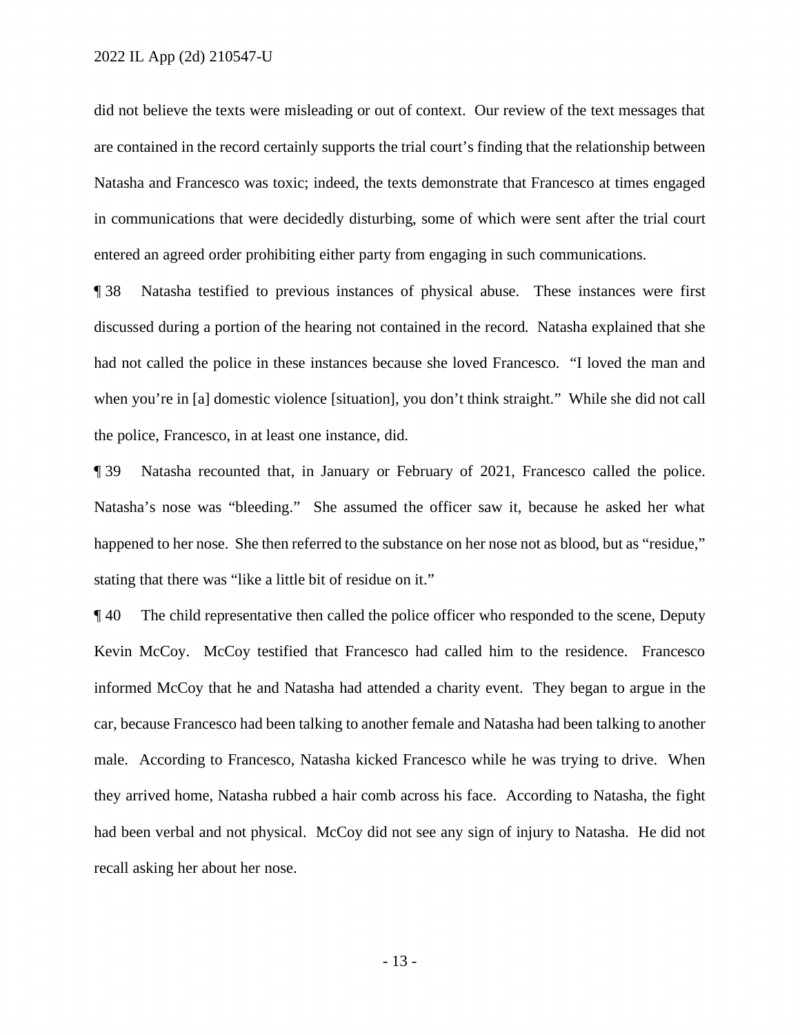did not believe the texts were misleading or out of context. Our review of the text messages that are contained in the record certainly supports the trial court's finding that the relationship between Natasha and Francesco was toxic; indeed, the texts demonstrate that Francesco at times engaged in communications that were decidedly disturbing, some of which were sent after the trial court entered an agreed order prohibiting either party from engaging in such communications.

¶ 38 Natasha testified to previous instances of physical abuse. These instances were first discussed during a portion of the hearing not contained in the record. Natasha explained that she had not called the police in these instances because she loved Francesco. "I loved the man and when you're in [a] domestic violence [situation], you don't think straight." While she did not call the police, Francesco, in at least one instance, did.

¶ 39 Natasha recounted that, in January or February of 2021, Francesco called the police. Natasha's nose was "bleeding." She assumed the officer saw it, because he asked her what happened to her nose. She then referred to the substance on her nose not as blood, but as "residue," stating that there was "like a little bit of residue on it."

¶ 40 The child representative then called the police officer who responded to the scene, Deputy Kevin McCoy. McCoy testified that Francesco had called him to the residence. Francesco informed McCoy that he and Natasha had attended a charity event. They began to argue in the car, because Francesco had been talking to another female and Natasha had been talking to another male. According to Francesco, Natasha kicked Francesco while he was trying to drive. When they arrived home, Natasha rubbed a hair comb across his face. According to Natasha, the fight had been verbal and not physical. McCoy did not see any sign of injury to Natasha. He did not recall asking her about her nose.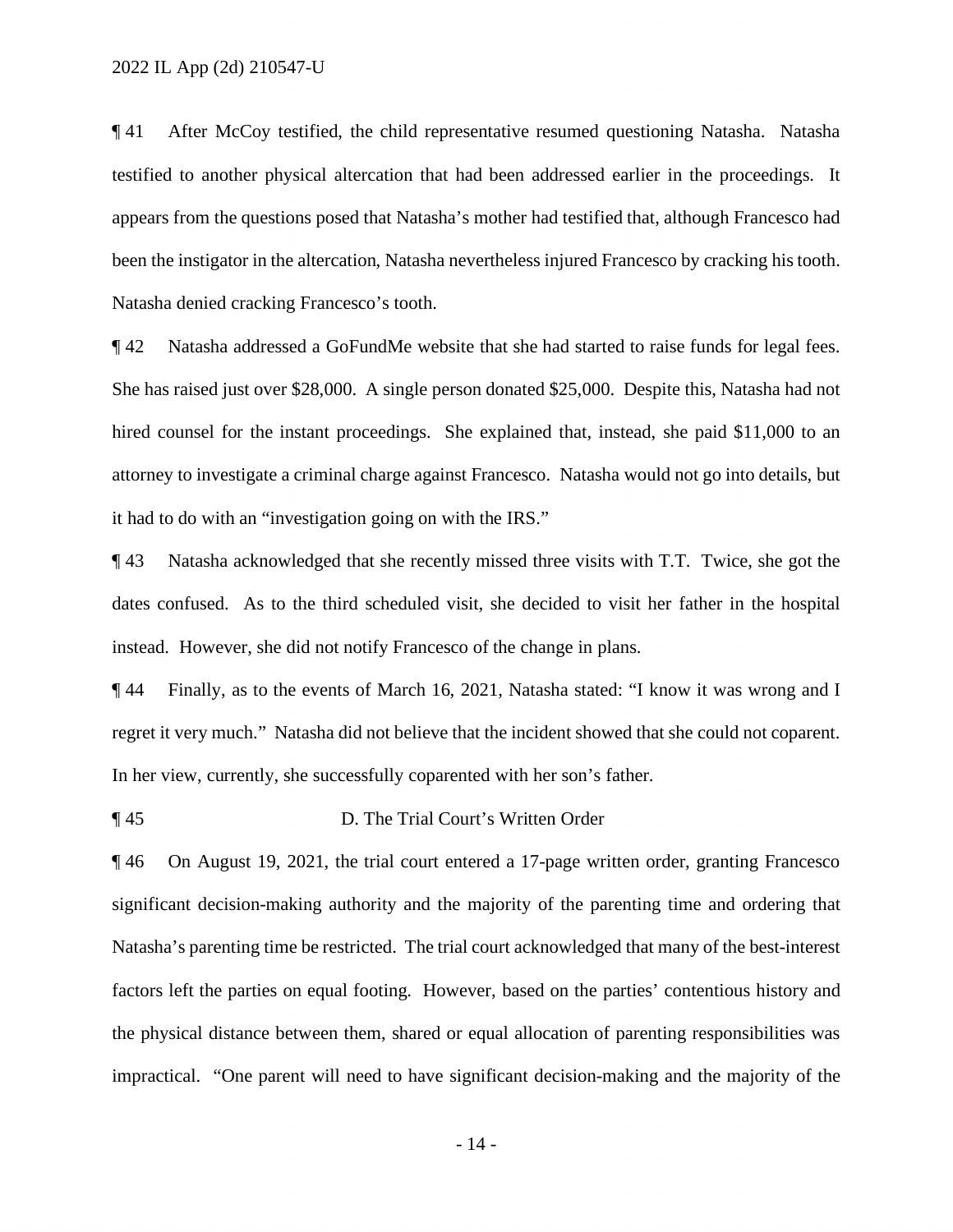¶ 41 After McCoy testified, the child representative resumed questioning Natasha. Natasha testified to another physical altercation that had been addressed earlier in the proceedings. It appears from the questions posed that Natasha's mother had testified that, although Francesco had been the instigator in the altercation, Natasha nevertheless injured Francesco by cracking his tooth. Natasha denied cracking Francesco's tooth.

¶ 42 Natasha addressed a GoFundMe website that she had started to raise funds for legal fees. She has raised just over $28,000. A single person donated $25,000. Despite this, Natasha had not hired counsel for the instant proceedings. She explained that, instead, she paid $11,000 to an attorney to investigate a criminal charge against Francesco. Natasha would not go into details, but it had to do with an "investigation going on with the IRS."

¶ 43 Natasha acknowledged that she recently missed three visits with T.T. Twice, she got the dates confused. As to the third scheduled visit, she decided to visit her father in the hospital instead. However, she did not notify Francesco of the change in plans.

¶ 44 Finally, as to the events of March 16, 2021, Natasha stated: "I know it was wrong and I regret it very much." Natasha did not believe that the incident showed that she could not coparent. In her view, currently, she successfully coparented with her son's father.

¶ 45 D. The Trial Court's Written Order

¶ 46 On August 19, 2021, the trial court entered a 17-page written order, granting Francesco significant decision-making authority and the majority of the parenting time and ordering that Natasha's parenting time be restricted. The trial court acknowledged that many of the best-interest factors left the parties on equal footing. However, based on the parties' contentious history and the physical distance between them, shared or equal allocation of parenting responsibilities was impractical. "One parent will need to have significant decision-making and the majority of the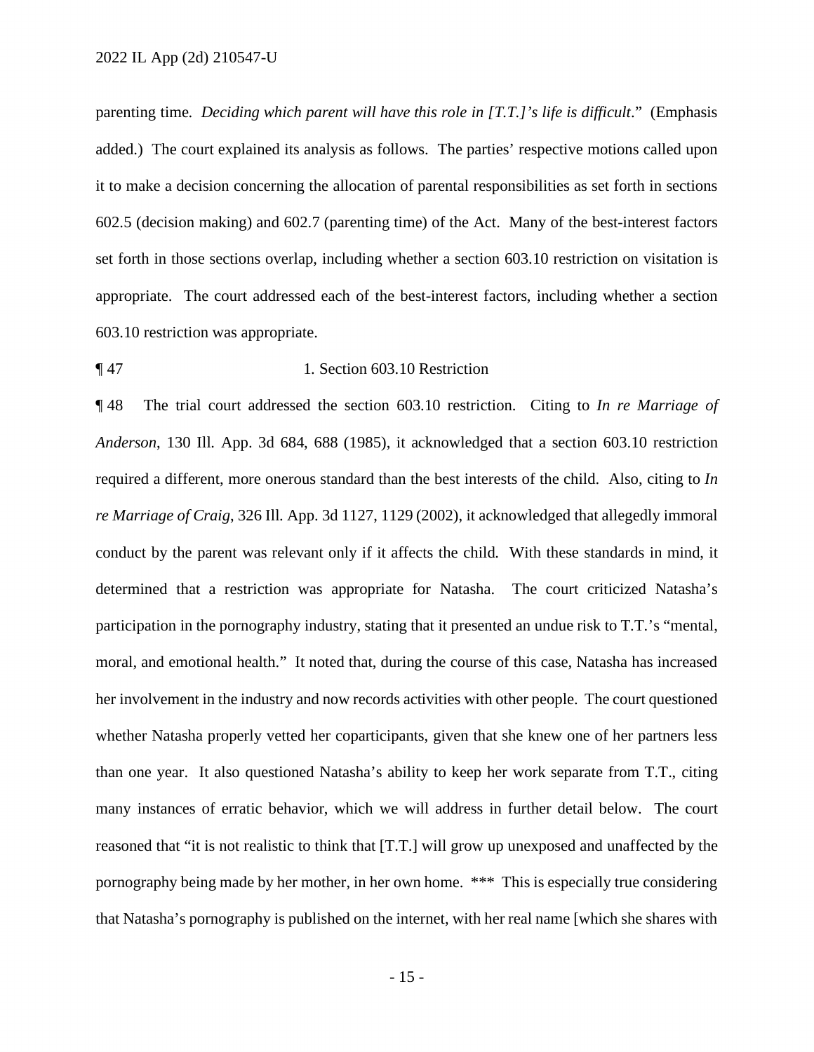parenting time. *Deciding which parent will have this role in [T.T.]'s life is difficult*." (Emphasis added.) The court explained its analysis as follows. The parties' respective motions called upon it to make a decision concerning the allocation of parental responsibilities as set forth in sections 602.5 (decision making) and 602.7 (parenting time) of the Act. Many of the best-interest factors set forth in those sections overlap, including whether a section 603.10 restriction on visitation is appropriate. The court addressed each of the best-interest factors, including whether a section 603.10 restriction was appropriate.

¶ 47 1. Section 603.10 Restriction

¶ 48 The trial court addressed the section 603.10 restriction. Citing to *In re Marriage of Anderson*, 130 Ill. App. 3d 684, 688 (1985), it acknowledged that a section 603.10 restriction required a different, more onerous standard than the best interests of the child. Also, citing to *In re Marriage of Craig*, 326 Ill. App. 3d 1127, 1129 (2002), it acknowledged that allegedly immoral conduct by the parent was relevant only if it affects the child. With these standards in mind, it determined that a restriction was appropriate for Natasha. The court criticized Natasha's participation in the pornography industry, stating that it presented an undue risk to T.T.'s "mental, moral, and emotional health." It noted that, during the course of this case, Natasha has increased her involvement in the industry and now records activities with other people. The court questioned whether Natasha properly vetted her coparticipants, given that she knew one of her partners less than one year. It also questioned Natasha's ability to keep her work separate from T.T., citing many instances of erratic behavior, which we will address in further detail below. The court reasoned that "it is not realistic to think that [T.T.] will grow up unexposed and unaffected by the pornography being made by her mother, in her own home. *** This is especially true considering that Natasha's pornography is published on the internet, with her real name [which she shares with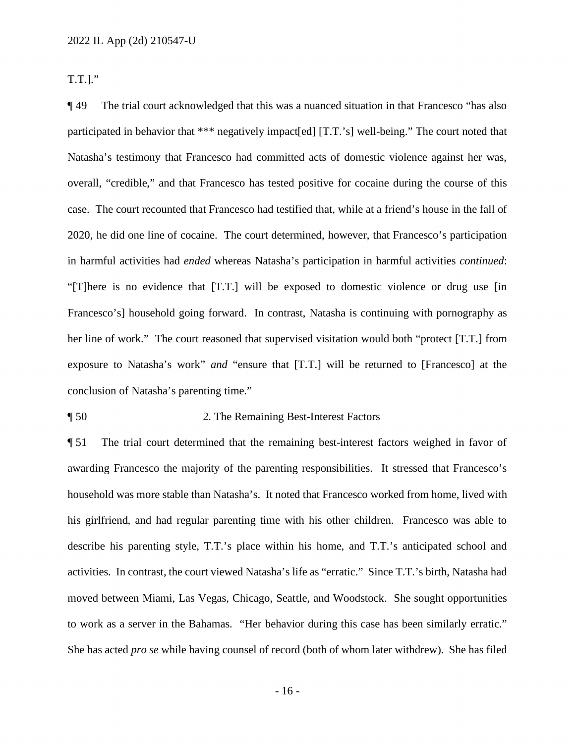T.T.]."

¶ 49 The trial court acknowledged that this was a nuanced situation in that Francesco "has also participated in behavior that *** negatively impact[ed] [T.T.'s] well-being." The court noted that Natasha's testimony that Francesco had committed acts of domestic violence against her was, overall, "credible," and that Francesco has tested positive for cocaine during the course of this case. The court recounted that Francesco had testified that, while at a friend's house in the fall of 2020, he did one line of cocaine. The court determined, however, that Francesco's participation in harmful activities had *ended* whereas Natasha's participation in harmful activities *continued*: "[T]here is no evidence that [T.T.] will be exposed to domestic violence or drug use [in Francesco's] household going forward. In contrast, Natasha is continuing with pornography as her line of work." The court reasoned that supervised visitation would both "protect [T.T.] from exposure to Natasha's work" *and* "ensure that [T.T.] will be returned to [Francesco] at the conclusion of Natasha's parenting time."

¶ 50 2. The Remaining Best-Interest Factors

¶ 51 The trial court determined that the remaining best-interest factors weighed in favor of awarding Francesco the majority of the parenting responsibilities. It stressed that Francesco's household was more stable than Natasha's. It noted that Francesco worked from home, lived with his girlfriend, and had regular parenting time with his other children. Francesco was able to describe his parenting style, T.T.'s place within his home, and T.T.'s anticipated school and activities. In contrast, the court viewed Natasha's life as "erratic." Since T.T.'s birth, Natasha had moved between Miami, Las Vegas, Chicago, Seattle, and Woodstock. She sought opportunities to work as a server in the Bahamas. "Her behavior during this case has been similarly erratic." She has acted *pro se* while having counsel of record (both of whom later withdrew). She has filed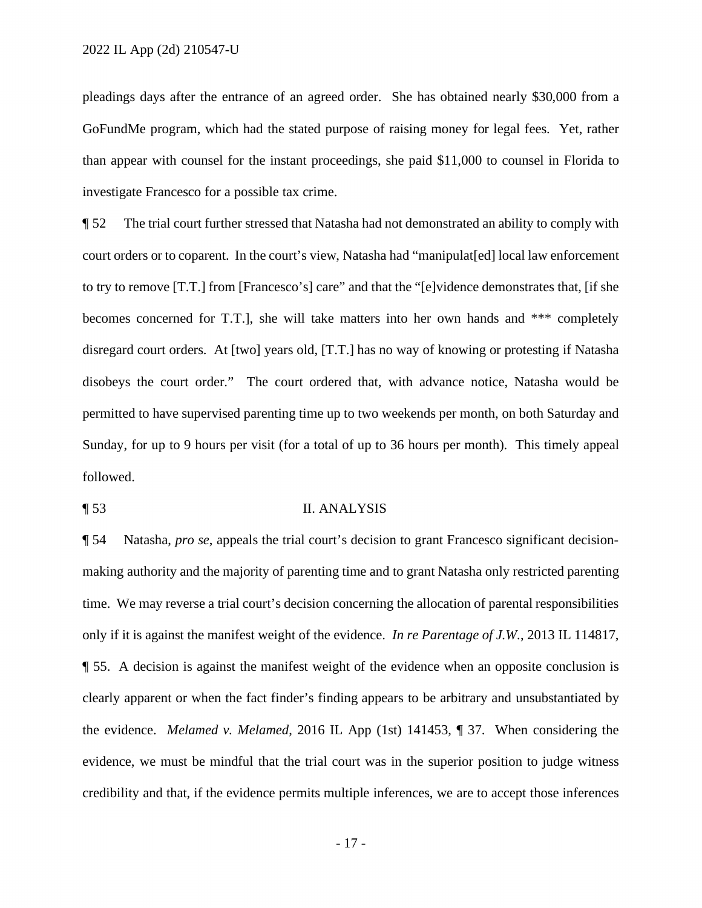pleadings days after the entrance of an agreed order. She has obtained nearly $30,000 from a GoFundMe program, which had the stated purpose of raising money for legal fees. Yet, rather than appear with counsel for the instant proceedings, she paid $11,000 to counsel in Florida to investigate Francesco for a possible tax crime.

¶ 52 The trial court further stressed that Natasha had not demonstrated an ability to comply with court orders or to coparent. In the court's view, Natasha had "manipulat[ed] local law enforcement to try to remove [T.T.] from [Francesco's] care" and that the "[e]vidence demonstrates that, [if she becomes concerned for T.T.], she will take matters into her own hands and *** completely disregard court orders. At [two] years old, [T.T.] has no way of knowing or protesting if Natasha disobeys the court order." The court ordered that, with advance notice, Natasha would be permitted to have supervised parenting time up to two weekends per month, on both Saturday and Sunday, for up to 9 hours per visit (for a total of up to 36 hours per month). This timely appeal followed.

## ¶ 53 II. ANALYSIS

¶ 54 Natasha, *pro se*, appeals the trial court's decision to grant Francesco significant decision-making authority and the majority of parenting time and to grant Natasha only restricted parenting time. We may reverse a trial court's decision concerning the allocation of parental responsibilities only if it is against the manifest weight of the evidence. *In re Parentage of J.W.*, 2013 IL 114817, ¶ 55. A decision is against the manifest weight of the evidence when an opposite conclusion is clearly apparent or when the fact finder's finding appears to be arbitrary and unsubstantiated by the evidence. *Melamed v. Melamed*, 2016 IL App (1st) 141453, ¶ 37. When considering the evidence, we must be mindful that the trial court was in the superior position to judge witness credibility and that, if the evidence permits multiple inferences, we are to accept those inferences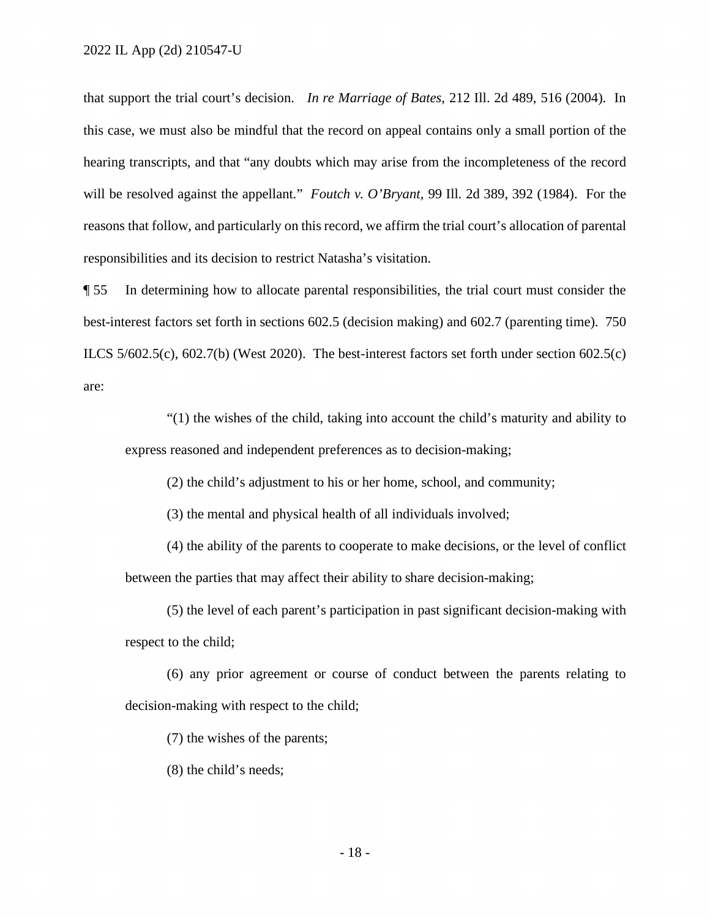that support the trial court's decision. *In re Marriage of Bates*, 212 Ill. 2d 489, 516 (2004). In this case, we must also be mindful that the record on appeal contains only a small portion of the hearing transcripts, and that "any doubts which may arise from the incompleteness of the record will be resolved against the appellant." *Foutch v. O'Bryant*, 99 Ill. 2d 389, 392 (1984). For the reasons that follow, and particularly on this record, we affirm the trial court's allocation of parental responsibilities and its decision to restrict Natasha's visitation.

¶ 55 In determining how to allocate parental responsibilities, the trial court must consider the best-interest factors set forth in sections 602.5 (decision making) and 602.7 (parenting time). 750 ILCS 5/602.5(c), 602.7(b) (West 2020). The best-interest factors set forth under section 602.5(c) are:

> "(1) the wishes of the child, taking into account the child's maturity and ability to express reasoned and independent preferences as to decision-making;
>
> (2) the child's adjustment to his or her home, school, and community;
>
> (3) the mental and physical health of all individuals involved;
>
> (4) the ability of the parents to cooperate to make decisions, or the level of conflict between the parties that may affect their ability to share decision-making;
>
> (5) the level of each parent's participation in past significant decision-making with respect to the child;
>
> (6) any prior agreement or course of conduct between the parents relating to decision-making with respect to the child;
>
> (7) the wishes of the parents;
>
> (8) the child's needs;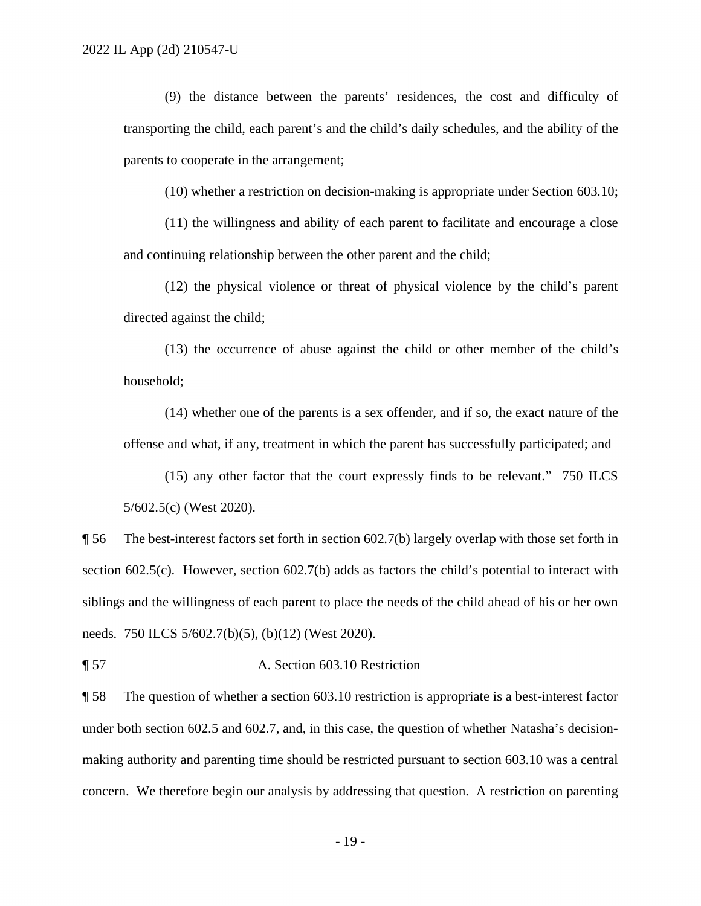(9) the distance between the parents' residences, the cost and difficulty of transporting the child, each parent's and the child's daily schedules, and the ability of the parents to cooperate in the arrangement;

(10) whether a restriction on decision-making is appropriate under Section 603.10;

(11) the willingness and ability of each parent to facilitate and encourage a close and continuing relationship between the other parent and the child;

(12) the physical violence or threat of physical violence by the child's parent directed against the child;

(13) the occurrence of abuse against the child or other member of the child's household;

(14) whether one of the parents is a sex offender, and if so, the exact nature of the offense and what, if any, treatment in which the parent has successfully participated; and

(15) any other factor that the court expressly finds to be relevant." 750 ILCS 5/602.5(c) (West 2020).

¶ 56 The best-interest factors set forth in section 602.7(b) largely overlap with those set forth in section 602.5(c). However, section 602.7(b) adds as factors the child's potential to interact with siblings and the willingness of each parent to place the needs of the child ahead of his or her own needs. 750 ILCS 5/602.7(b)(5), (b)(12) (West 2020).

¶ 57 A. Section 603.10 Restriction

¶ 58 The question of whether a section 603.10 restriction is appropriate is a best-interest factor under both section 602.5 and 602.7, and, in this case, the question of whether Natasha's decision-making authority and parenting time should be restricted pursuant to section 603.10 was a central concern. We therefore begin our analysis by addressing that question. A restriction on parenting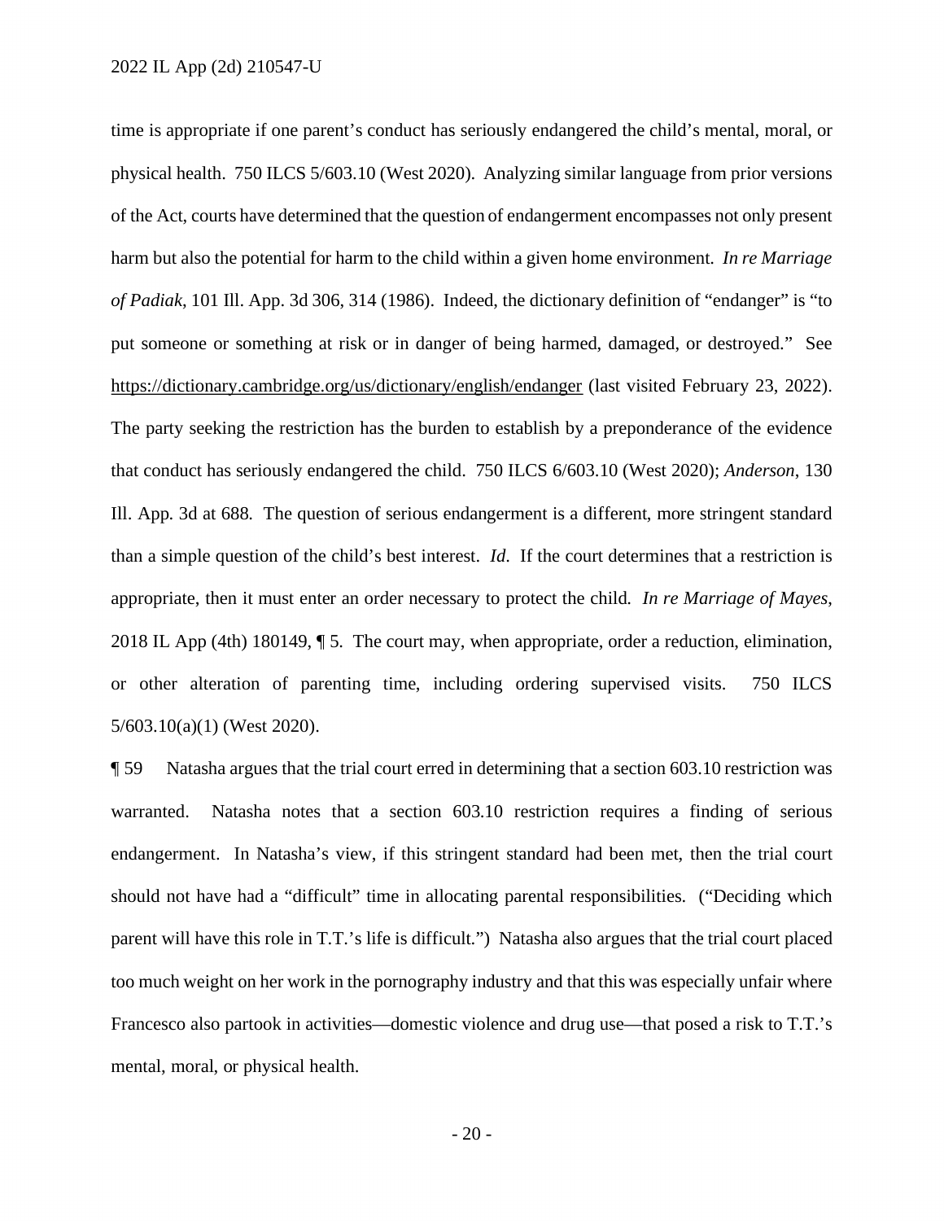time is appropriate if one parent's conduct has seriously endangered the child's mental, moral, or physical health. 750 ILCS 5/603.10 (West 2020). Analyzing similar language from prior versions of the Act, courts have determined that the question of endangerment encompasses not only present harm but also the potential for harm to the child within a given home environment. *In re Marriage of Padiak*, 101 Ill. App. 3d 306, 314 (1986). Indeed, the dictionary definition of "endanger" is "to put someone or something at risk or in danger of being harmed, damaged, or destroyed." See https://dictionary.cambridge.org/us/dictionary/english/endanger (last visited February 23, 2022). The party seeking the restriction has the burden to establish by a preponderance of the evidence that conduct has seriously endangered the child. 750 ILCS 6/603.10 (West 2020); *Anderson*, 130 Ill. App. 3d at 688. The question of serious endangerment is a different, more stringent standard than a simple question of the child's best interest. *Id*. If the court determines that a restriction is appropriate, then it must enter an order necessary to protect the child. *In re Marriage of Mayes*, 2018 IL App (4th) 180149, ¶ 5. The court may, when appropriate, order a reduction, elimination, or other alteration of parenting time, including ordering supervised visits. 750 ILCS 5/603.10(a)(1) (West 2020).

¶ 59 Natasha argues that the trial court erred in determining that a section 603.10 restriction was warranted. Natasha notes that a section 603.10 restriction requires a finding of serious endangerment. In Natasha's view, if this stringent standard had been met, then the trial court should not have had a "difficult" time in allocating parental responsibilities. ("Deciding which parent will have this role in T.T.'s life is difficult.") Natasha also argues that the trial court placed too much weight on her work in the pornography industry and that this was especially unfair where Francesco also partook in activities—domestic violence and drug use—that posed a risk to T.T.'s mental, moral, or physical health.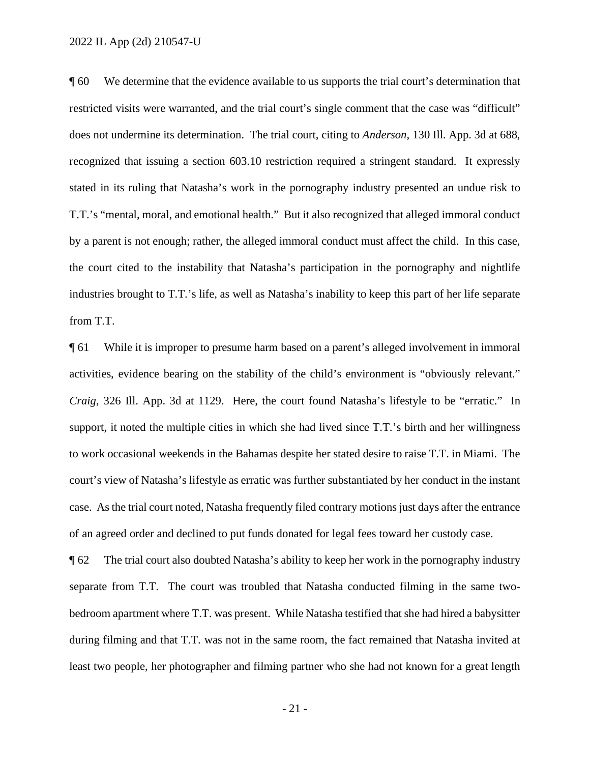¶ 60 We determine that the evidence available to us supports the trial court's determination that restricted visits were warranted, and the trial court's single comment that the case was "difficult" does not undermine its determination. The trial court, citing to *Anderson*, 130 Ill. App. 3d at 688, recognized that issuing a section 603.10 restriction required a stringent standard. It expressly stated in its ruling that Natasha's work in the pornography industry presented an undue risk to T.T.'s "mental, moral, and emotional health." But it also recognized that alleged immoral conduct by a parent is not enough; rather, the alleged immoral conduct must affect the child. In this case, the court cited to the instability that Natasha's participation in the pornography and nightlife industries brought to T.T.'s life, as well as Natasha's inability to keep this part of her life separate from T.T.

¶ 61 While it is improper to presume harm based on a parent's alleged involvement in immoral activities, evidence bearing on the stability of the child's environment is "obviously relevant." *Craig*, 326 Ill. App. 3d at 1129. Here, the court found Natasha's lifestyle to be "erratic." In support, it noted the multiple cities in which she had lived since T.T.'s birth and her willingness to work occasional weekends in the Bahamas despite her stated desire to raise T.T. in Miami. The court's view of Natasha's lifestyle as erratic was further substantiated by her conduct in the instant case. As the trial court noted, Natasha frequently filed contrary motions just days after the entrance of an agreed order and declined to put funds donated for legal fees toward her custody case.

¶ 62 The trial court also doubted Natasha's ability to keep her work in the pornography industry separate from T.T. The court was troubled that Natasha conducted filming in the same two-bedroom apartment where T.T. was present. While Natasha testified that she had hired a babysitter during filming and that T.T. was not in the same room, the fact remained that Natasha invited at least two people, her photographer and filming partner who she had not known for a great length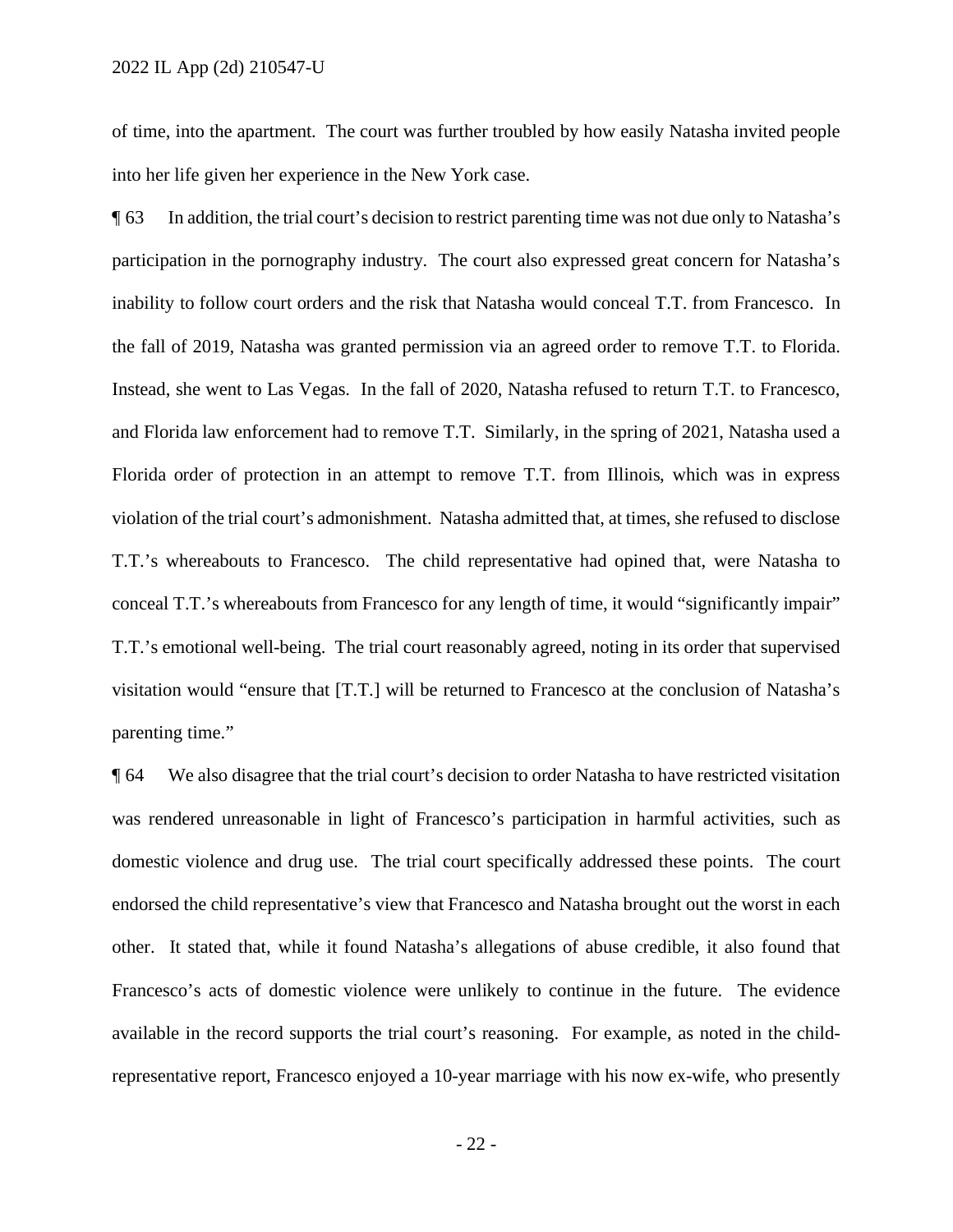of time, into the apartment. The court was further troubled by how easily Natasha invited people into her life given her experience in the New York case.

¶ 63 In addition, the trial court's decision to restrict parenting time was not due only to Natasha's participation in the pornography industry. The court also expressed great concern for Natasha's inability to follow court orders and the risk that Natasha would conceal T.T. from Francesco. In the fall of 2019, Natasha was granted permission via an agreed order to remove T.T. to Florida. Instead, she went to Las Vegas. In the fall of 2020, Natasha refused to return T.T. to Francesco, and Florida law enforcement had to remove T.T. Similarly, in the spring of 2021, Natasha used a Florida order of protection in an attempt to remove T.T. from Illinois, which was in express violation of the trial court's admonishment. Natasha admitted that, at times, she refused to disclose T.T.'s whereabouts to Francesco. The child representative had opined that, were Natasha to conceal T.T.'s whereabouts from Francesco for any length of time, it would "significantly impair" T.T.'s emotional well-being. The trial court reasonably agreed, noting in its order that supervised visitation would "ensure that [T.T.] will be returned to Francesco at the conclusion of Natasha's parenting time."

¶ 64 We also disagree that the trial court's decision to order Natasha to have restricted visitation was rendered unreasonable in light of Francesco's participation in harmful activities, such as domestic violence and drug use. The trial court specifically addressed these points. The court endorsed the child representative's view that Francesco and Natasha brought out the worst in each other. It stated that, while it found Natasha's allegations of abuse credible, it also found that Francesco's acts of domestic violence were unlikely to continue in the future. The evidence available in the record supports the trial court's reasoning. For example, as noted in the child-representative report, Francesco enjoyed a 10-year marriage with his now ex-wife, who presently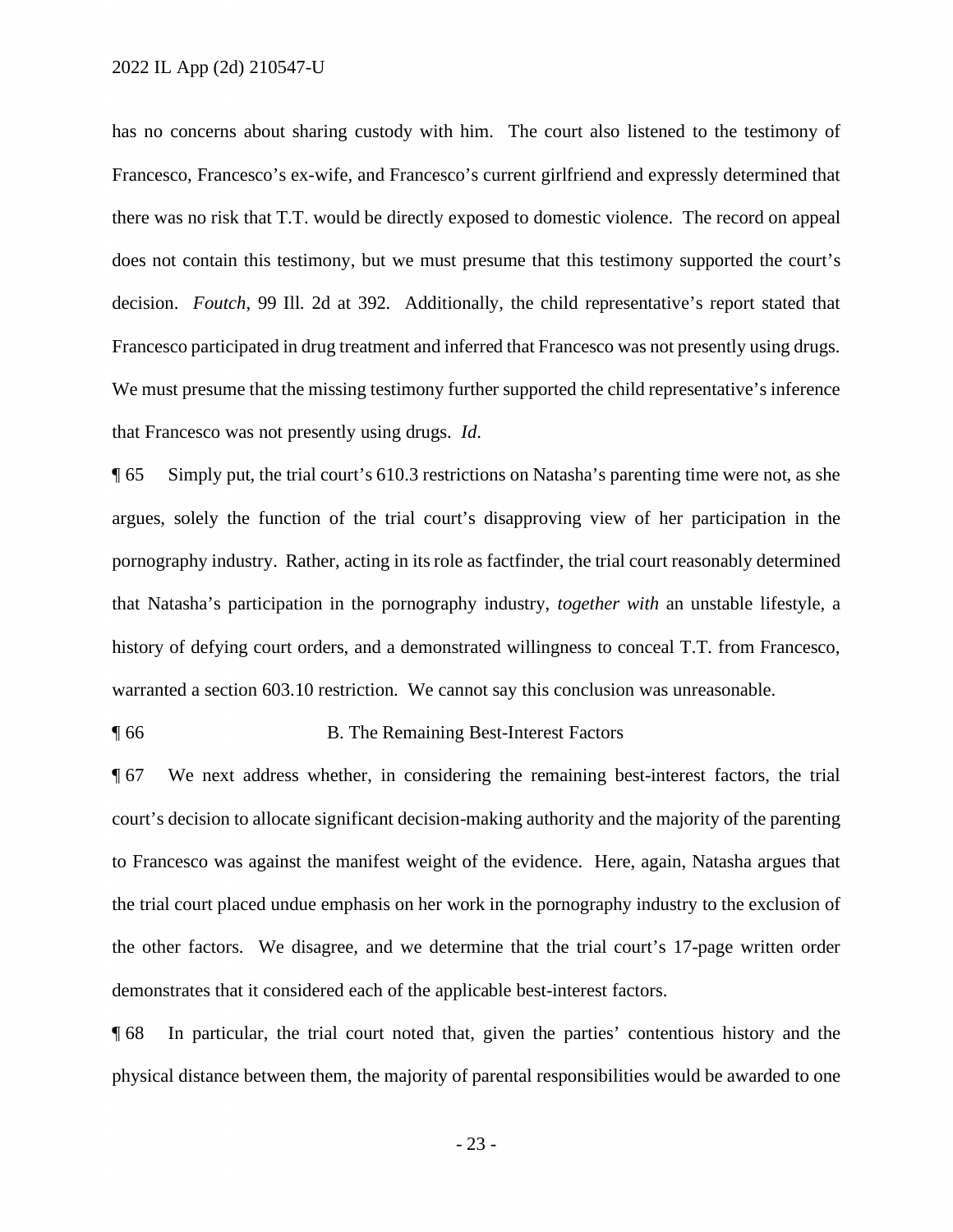has no concerns about sharing custody with him. The court also listened to the testimony of Francesco, Francesco's ex-wife, and Francesco's current girlfriend and expressly determined that there was no risk that T.T. would be directly exposed to domestic violence. The record on appeal does not contain this testimony, but we must presume that this testimony supported the court's decision. *Foutch*, 99 Ill. 2d at 392. Additionally, the child representative's report stated that Francesco participated in drug treatment and inferred that Francesco was not presently using drugs. We must presume that the missing testimony further supported the child representative's inference that Francesco was not presently using drugs. *Id*.

¶ 65 Simply put, the trial court's 610.3 restrictions on Natasha's parenting time were not, as she argues, solely the function of the trial court's disapproving view of her participation in the pornography industry. Rather, acting in its role as factfinder, the trial court reasonably determined that Natasha's participation in the pornography industry, *together with* an unstable lifestyle, a history of defying court orders, and a demonstrated willingness to conceal T.T. from Francesco, warranted a section 603.10 restriction. We cannot say this conclusion was unreasonable.

¶ 66 B. The Remaining Best-Interest Factors

¶ 67 We next address whether, in considering the remaining best-interest factors, the trial court's decision to allocate significant decision-making authority and the majority of the parenting to Francesco was against the manifest weight of the evidence. Here, again, Natasha argues that the trial court placed undue emphasis on her work in the pornography industry to the exclusion of the other factors. We disagree, and we determine that the trial court's 17-page written order demonstrates that it considered each of the applicable best-interest factors.

¶ 68 In particular, the trial court noted that, given the parties' contentious history and the physical distance between them, the majority of parental responsibilities would be awarded to one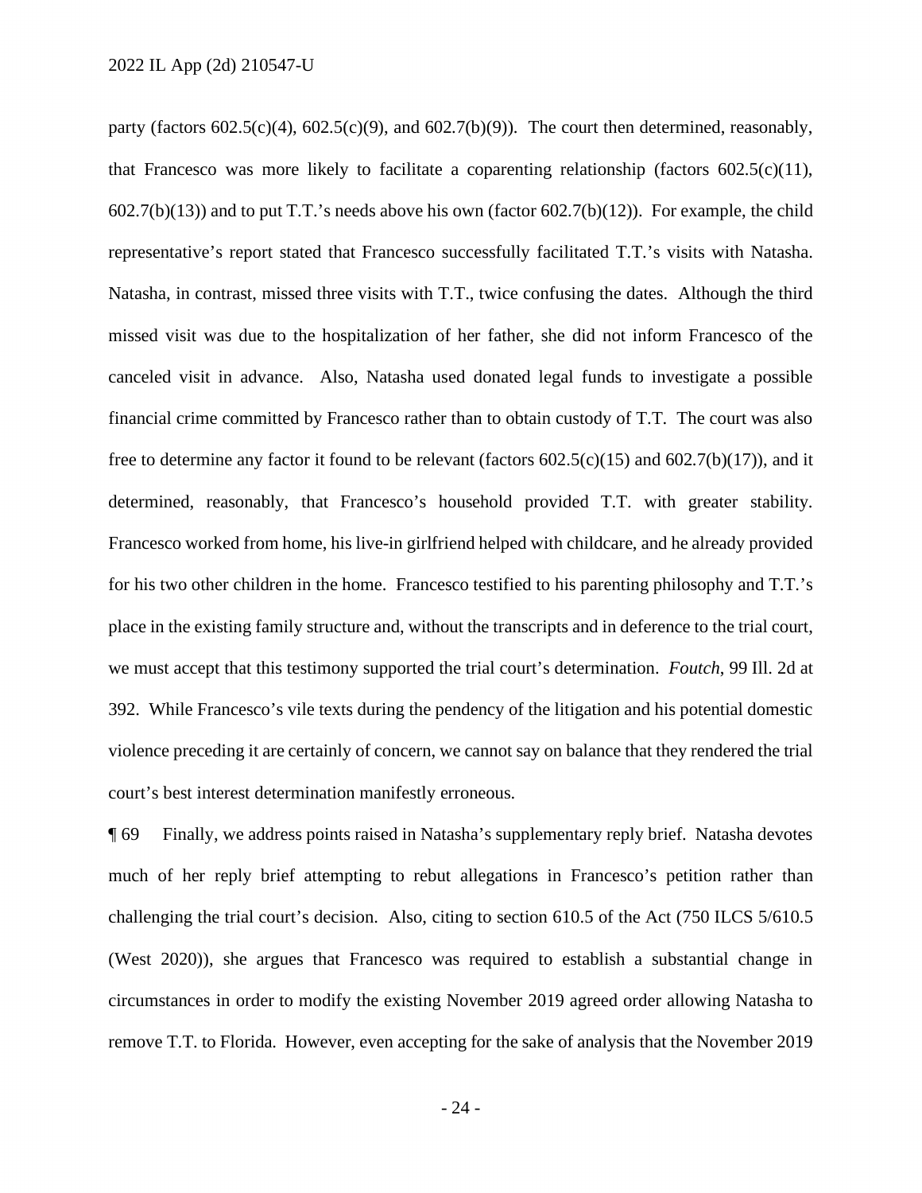party (factors 602.5(c)(4), 602.5(c)(9), and 602.7(b)(9)). The court then determined, reasonably, that Francesco was more likely to facilitate a coparenting relationship (factors 602.5(c)(11), 602.7(b)(13)) and to put T.T.'s needs above his own (factor 602.7(b)(12)). For example, the child representative's report stated that Francesco successfully facilitated T.T.'s visits with Natasha. Natasha, in contrast, missed three visits with T.T., twice confusing the dates. Although the third missed visit was due to the hospitalization of her father, she did not inform Francesco of the canceled visit in advance. Also, Natasha used donated legal funds to investigate a possible financial crime committed by Francesco rather than to obtain custody of T.T. The court was also free to determine any factor it found to be relevant (factors 602.5(c)(15) and 602.7(b)(17)), and it determined, reasonably, that Francesco's household provided T.T. with greater stability. Francesco worked from home, his live-in girlfriend helped with childcare, and he already provided for his two other children in the home. Francesco testified to his parenting philosophy and T.T.'s place in the existing family structure and, without the transcripts and in deference to the trial court, we must accept that this testimony supported the trial court's determination. *Foutch*, 99 Ill. 2d at 392. While Francesco's vile texts during the pendency of the litigation and his potential domestic violence preceding it are certainly of concern, we cannot say on balance that they rendered the trial court's best interest determination manifestly erroneous.

¶ 69 Finally, we address points raised in Natasha's supplementary reply brief. Natasha devotes much of her reply brief attempting to rebut allegations in Francesco's petition rather than challenging the trial court's decision. Also, citing to section 610.5 of the Act (750 ILCS 5/610.5 (West 2020)), she argues that Francesco was required to establish a substantial change in circumstances in order to modify the existing November 2019 agreed order allowing Natasha to remove T.T. to Florida. However, even accepting for the sake of analysis that the November 2019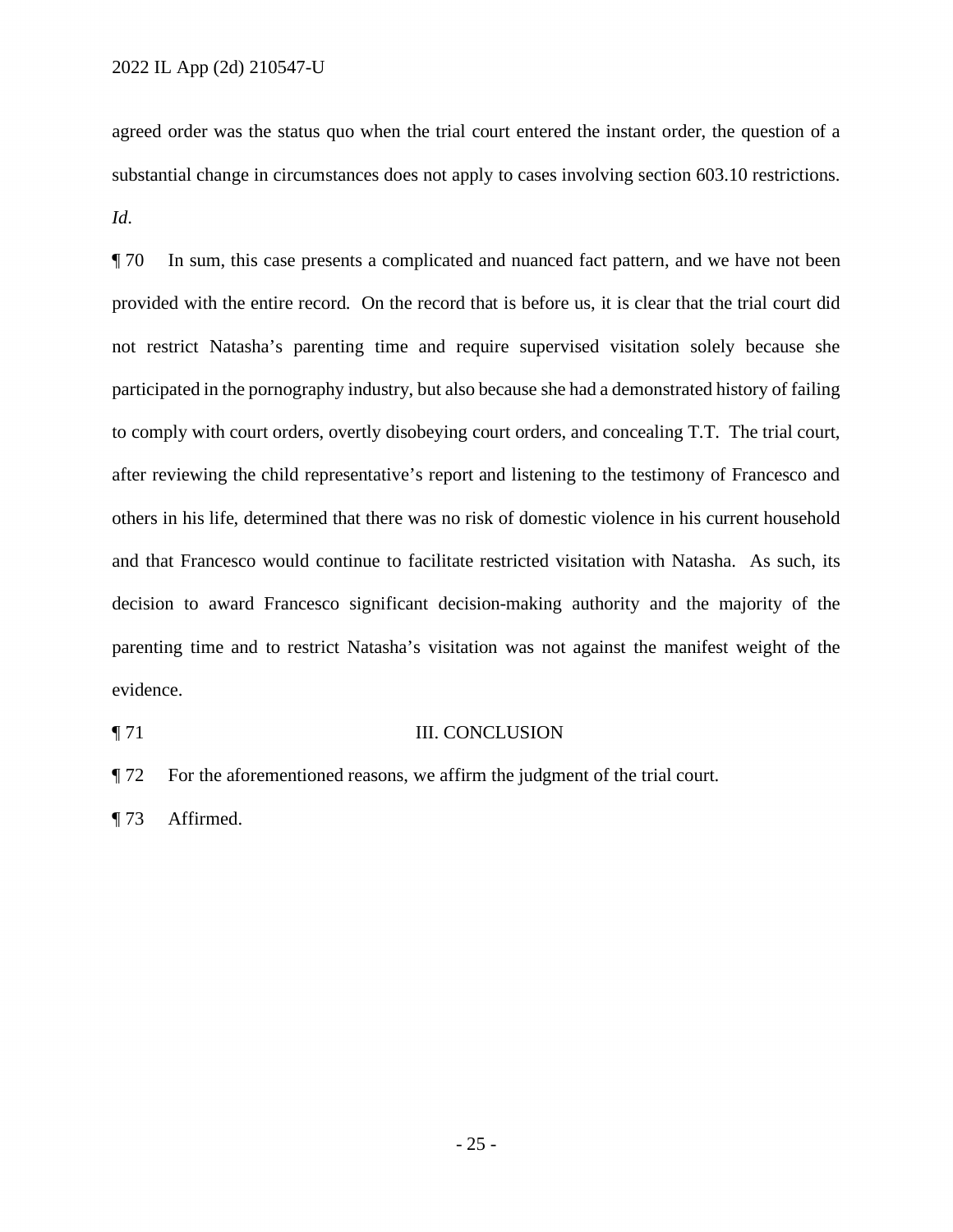agreed order was the status quo when the trial court entered the instant order, the question of a substantial change in circumstances does not apply to cases involving section 603.10 restrictions. *Id*.

¶ 70 In sum, this case presents a complicated and nuanced fact pattern, and we have not been provided with the entire record. On the record that is before us, it is clear that the trial court did not restrict Natasha's parenting time and require supervised visitation solely because she participated in the pornography industry, but also because she had a demonstrated history of failing to comply with court orders, overtly disobeying court orders, and concealing T.T. The trial court, after reviewing the child representative's report and listening to the testimony of Francesco and others in his life, determined that there was no risk of domestic violence in his current household and that Francesco would continue to facilitate restricted visitation with Natasha. As such, its decision to award Francesco significant decision-making authority and the majority of the parenting time and to restrict Natasha's visitation was not against the manifest weight of the evidence.

¶ 71 III. CONCLUSION

¶ 72 For the aforementioned reasons, we affirm the judgment of the trial court.

¶ 73 Affirmed.